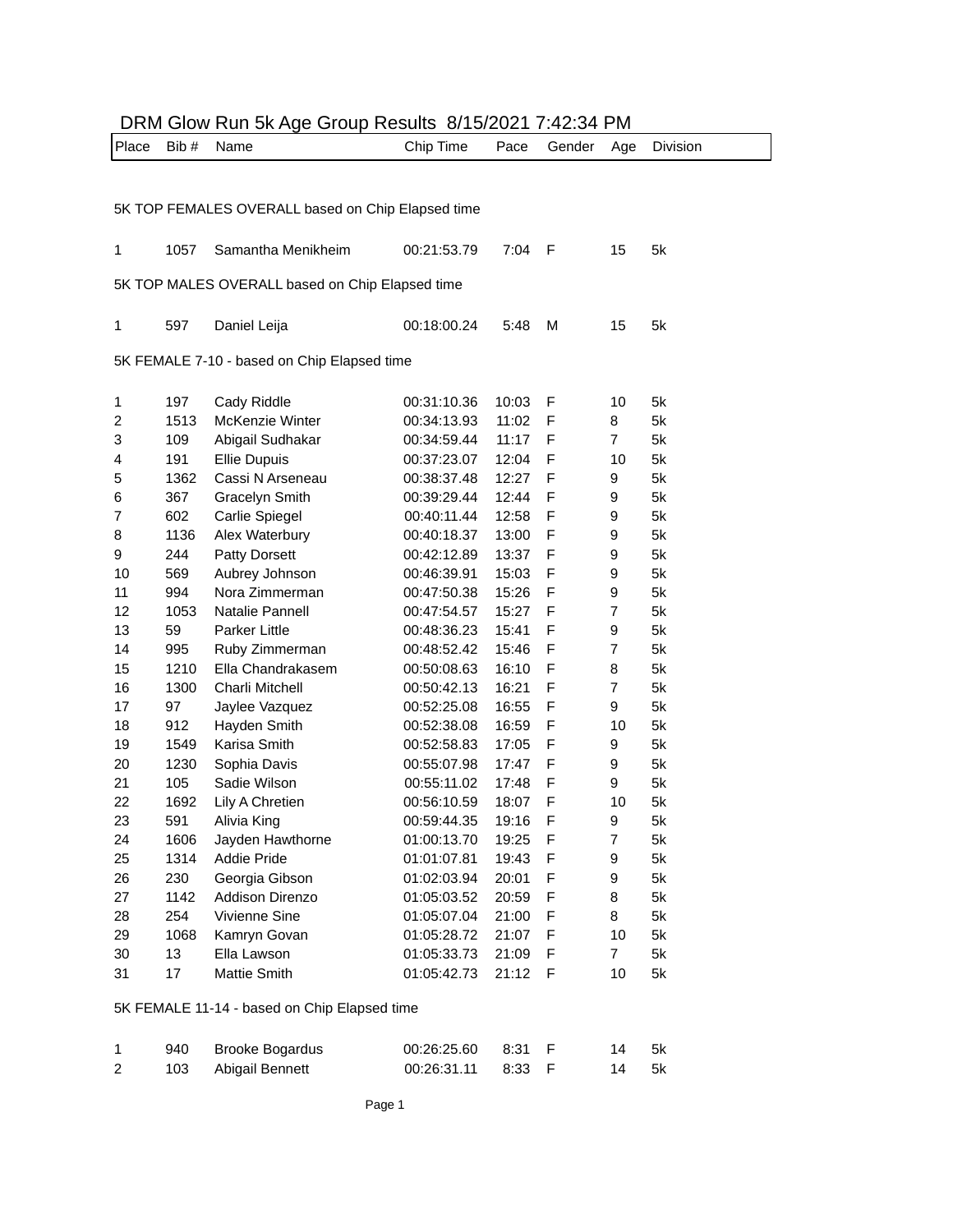# DRM Glow Run 5k Age Group Results 8/15/2021 7:42:34 PM

| Place | Bib # | Name | Chip Time | Pace | Gender | Age | Division |
|---|---|---|---|---|---|---|---|

## 5K TOP FEMALES OVERALL based on Chip Elapsed time

| Place | Bib # | Name | Chip Time | Pace | Gender | Age | Division |
|---|---|---|---|---|---|---|---|
| 1 | 1057 | Samantha Menikheim | 00:21:53.79 | 7:04 | F | 15 | 5k |

## 5K TOP MALES OVERALL based on Chip Elapsed time

| Place | Bib # | Name | Chip Time | Pace | Gender | Age | Division |
|---|---|---|---|---|---|---|---|
| 1 | 597 | Daniel Leija | 00:18:00.24 | 5:48 | M | 15 | 5k |

## 5K FEMALE 7-10 - based on Chip Elapsed time

| Place | Bib # | Name | Chip Time | Pace | Gender | Age | Division |
|---|---|---|---|---|---|---|---|
| 1 | 197 | Cady Riddle | 00:31:10.36 | 10:03 | F | 10 | 5k |
| 2 | 1513 | McKenzie Winter | 00:34:13.93 | 11:02 | F | 8 | 5k |
| 3 | 109 | Abigail Sudhakar | 00:34:59.44 | 11:17 | F | 7 | 5k |
| 4 | 191 | Ellie Dupuis | 00:37:23.07 | 12:04 | F | 10 | 5k |
| 5 | 1362 | Cassi N Arseneau | 00:38:37.48 | 12:27 | F | 9 | 5k |
| 6 | 367 | Gracelyn Smith | 00:39:29.44 | 12:44 | F | 9 | 5k |
| 7 | 602 | Carlie Spiegel | 00:40:11.44 | 12:58 | F | 9 | 5k |
| 8 | 1136 | Alex Waterbury | 00:40:18.37 | 13:00 | F | 9 | 5k |
| 9 | 244 | Patty Dorsett | 00:42:12.89 | 13:37 | F | 9 | 5k |
| 10 | 569 | Aubrey Johnson | 00:46:39.91 | 15:03 | F | 9 | 5k |
| 11 | 994 | Nora Zimmerman | 00:47:50.38 | 15:26 | F | 9 | 5k |
| 12 | 1053 | Natalie Pannell | 00:47:54.57 | 15:27 | F | 7 | 5k |
| 13 | 59 | Parker Little | 00:48:36.23 | 15:41 | F | 9 | 5k |
| 14 | 995 | Ruby Zimmerman | 00:48:52.42 | 15:46 | F | 7 | 5k |
| 15 | 1210 | Ella Chandrakasem | 00:50:08.63 | 16:10 | F | 8 | 5k |
| 16 | 1300 | Charli Mitchell | 00:50:42.13 | 16:21 | F | 7 | 5k |
| 17 | 97 | Jaylee Vazquez | 00:52:25.08 | 16:55 | F | 9 | 5k |
| 18 | 912 | Hayden Smith | 00:52:38.08 | 16:59 | F | 10 | 5k |
| 19 | 1549 | Karisa Smith | 00:52:58.83 | 17:05 | F | 9 | 5k |
| 20 | 1230 | Sophia Davis | 00:55:07.98 | 17:47 | F | 9 | 5k |
| 21 | 105 | Sadie Wilson | 00:55:11.02 | 17:48 | F | 9 | 5k |
| 22 | 1692 | Lily A Chretien | 00:56:10.59 | 18:07 | F | 10 | 5k |
| 23 | 591 | Alivia King | 00:59:44.35 | 19:16 | F | 9 | 5k |
| 24 | 1606 | Jayden Hawthorne | 01:00:13.70 | 19:25 | F | 7 | 5k |
| 25 | 1314 | Addie Pride | 01:01:07.81 | 19:43 | F | 9 | 5k |
| 26 | 230 | Georgia Gibson | 01:02:03.94 | 20:01 | F | 9 | 5k |
| 27 | 1142 | Addison Direnzo | 01:05:03.52 | 20:59 | F | 8 | 5k |
| 28 | 254 | Vivienne Sine | 01:05:07.04 | 21:00 | F | 8 | 5k |
| 29 | 1068 | Kamryn Govan | 01:05:28.72 | 21:07 | F | 10 | 5k |
| 30 | 13 | Ella Lawson | 01:05:33.73 | 21:09 | F | 7 | 5k |
| 31 | 17 | Mattie Smith | 01:05:42.73 | 21:12 | F | 10 | 5k |

## 5K FEMALE 11-14 - based on Chip Elapsed time

| Place | Bib # | Name | Chip Time | Pace | Gender | Age | Division |
|---|---|---|---|---|---|---|---|
| 1 | 940 | Brooke Bogardus | 00:26:25.60 | 8:31 | F | 14 | 5k |
| 2 | 103 | Abigail Bennett | 00:26:31.11 | 8:33 | F | 14 | 5k |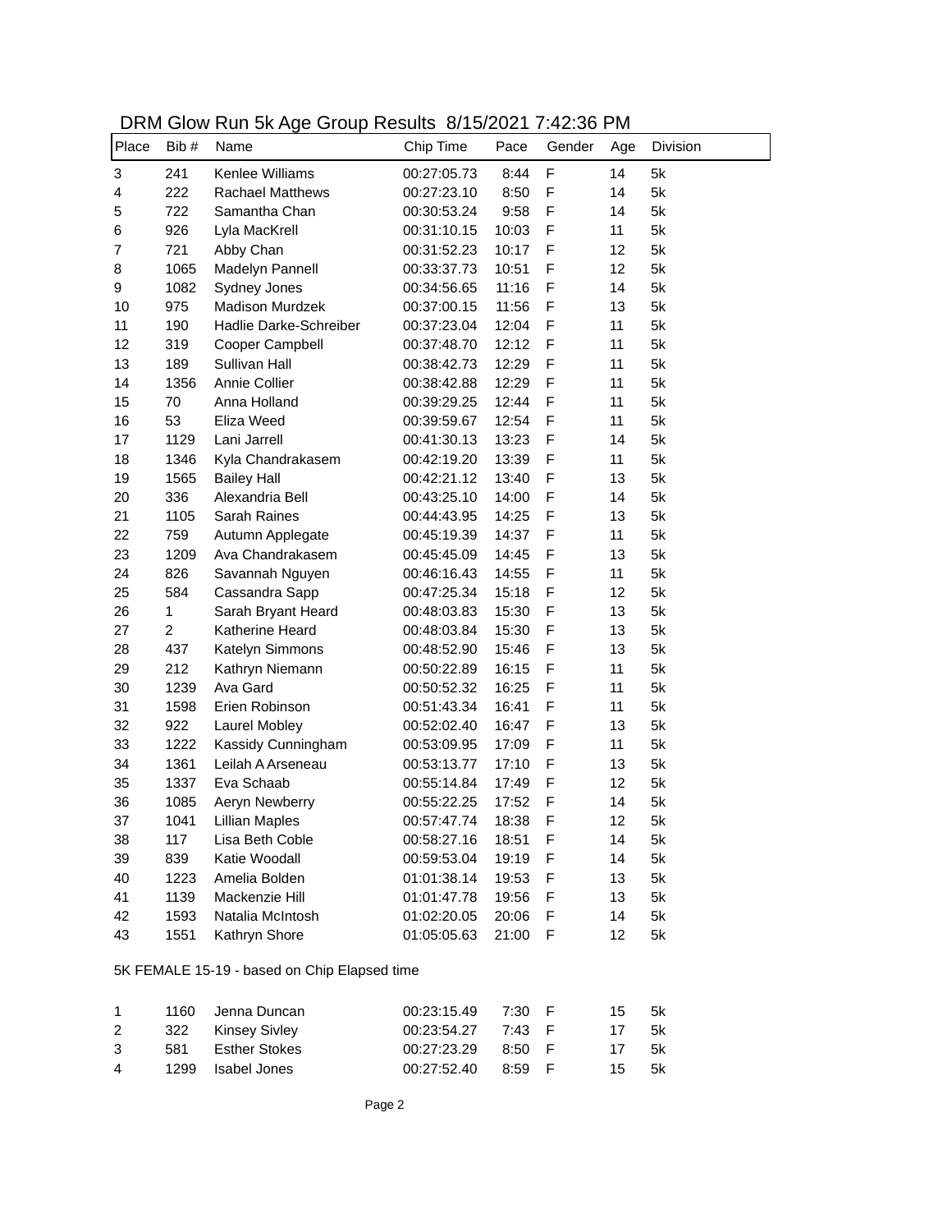# DRM Glow Run 5k Age Group Results 8/15/2021 7:42:36 PM

| Place | Bib # | Name | Chip Time | Pace | Gender | Age | Division |
|---|---|---|---|---|---|---|---|
| 3 | 241 | Kenlee Williams | 00:27:05.73 | 8:44 | F | 14 | 5k |
| 4 | 222 | Rachael Matthews | 00:27:23.10 | 8:50 | F | 14 | 5k |
| 5 | 722 | Samantha Chan | 00:30:53.24 | 9:58 | F | 14 | 5k |
| 6 | 926 | Lyla MacKrell | 00:31:10.15 | 10:03 | F | 11 | 5k |
| 7 | 721 | Abby Chan | 00:31:52.23 | 10:17 | F | 12 | 5k |
| 8 | 1065 | Madelyn Pannell | 00:33:37.73 | 10:51 | F | 12 | 5k |
| 9 | 1082 | Sydney Jones | 00:34:56.65 | 11:16 | F | 14 | 5k |
| 10 | 975 | Madison Murdzek | 00:37:00.15 | 11:56 | F | 13 | 5k |
| 11 | 190 | Hadlie Darke-Schreiber | 00:37:23.04 | 12:04 | F | 11 | 5k |
| 12 | 319 | Cooper Campbell | 00:37:48.70 | 12:12 | F | 11 | 5k |
| 13 | 189 | Sullivan Hall | 00:38:42.73 | 12:29 | F | 11 | 5k |
| 14 | 1356 | Annie Collier | 00:38:42.88 | 12:29 | F | 11 | 5k |
| 15 | 70 | Anna Holland | 00:39:29.25 | 12:44 | F | 11 | 5k |
| 16 | 53 | Eliza Weed | 00:39:59.67 | 12:54 | F | 11 | 5k |
| 17 | 1129 | Lani Jarrell | 00:41:30.13 | 13:23 | F | 14 | 5k |
| 18 | 1346 | Kyla Chandrakasem | 00:42:19.20 | 13:39 | F | 11 | 5k |
| 19 | 1565 | Bailey Hall | 00:42:21.12 | 13:40 | F | 13 | 5k |
| 20 | 336 | Alexandria Bell | 00:43:25.10 | 14:00 | F | 14 | 5k |
| 21 | 1105 | Sarah Raines | 00:44:43.95 | 14:25 | F | 13 | 5k |
| 22 | 759 | Autumn Applegate | 00:45:19.39 | 14:37 | F | 11 | 5k |
| 23 | 1209 | Ava Chandrakasem | 00:45:45.09 | 14:45 | F | 13 | 5k |
| 24 | 826 | Savannah Nguyen | 00:46:16.43 | 14:55 | F | 11 | 5k |
| 25 | 584 | Cassandra Sapp | 00:47:25.34 | 15:18 | F | 12 | 5k |
| 26 | 1 | Sarah Bryant Heard | 00:48:03.83 | 15:30 | F | 13 | 5k |
| 27 | 2 | Katherine Heard | 00:48:03.84 | 15:30 | F | 13 | 5k |
| 28 | 437 | Katelyn Simmons | 00:48:52.90 | 15:46 | F | 13 | 5k |
| 29 | 212 | Kathryn Niemann | 00:50:22.89 | 16:15 | F | 11 | 5k |
| 30 | 1239 | Ava Gard | 00:50:52.32 | 16:25 | F | 11 | 5k |
| 31 | 1598 | Erien Robinson | 00:51:43.34 | 16:41 | F | 11 | 5k |
| 32 | 922 | Laurel Mobley | 00:52:02.40 | 16:47 | F | 13 | 5k |
| 33 | 1222 | Kassidy Cunningham | 00:53:09.95 | 17:09 | F | 11 | 5k |
| 34 | 1361 | Leilah A Arseneau | 00:53:13.77 | 17:10 | F | 13 | 5k |
| 35 | 1337 | Eva Schaab | 00:55:14.84 | 17:49 | F | 12 | 5k |
| 36 | 1085 | Aeryn Newberry | 00:55:22.25 | 17:52 | F | 14 | 5k |
| 37 | 1041 | Lillian Maples | 00:57:47.74 | 18:38 | F | 12 | 5k |
| 38 | 117 | Lisa Beth Coble | 00:58:27.16 | 18:51 | F | 14 | 5k |
| 39 | 839 | Katie Woodall | 00:59:53.04 | 19:19 | F | 14 | 5k |
| 40 | 1223 | Amelia Bolden | 01:01:38.14 | 19:53 | F | 13 | 5k |
| 41 | 1139 | Mackenzie Hill | 01:01:47.78 | 19:56 | F | 13 | 5k |
| 42 | 1593 | Natalia McIntosh | 01:02:20.05 | 20:06 | F | 14 | 5k |
| 43 | 1551 | Kathryn Shore | 01:05:05.63 | 21:00 | F | 12 | 5k |

5K FEMALE 15-19 - based on Chip Elapsed time

| | | | | | | | |
|---|---|---|---|---|---|---|---|
| 1 | 1160 | Jenna Duncan | 00:23:15.49 | 7:30 | F | 15 | 5k |
| 2 | 322 | Kinsey Sivley | 00:23:54.27 | 7:43 | F | 17 | 5k |
| 3 | 581 | Esther Stokes | 00:27:23.29 | 8:50 | F | 17 | 5k |
| 4 | 1299 | Isabel Jones | 00:27:52.40 | 8:59 | F | 15 | 5k |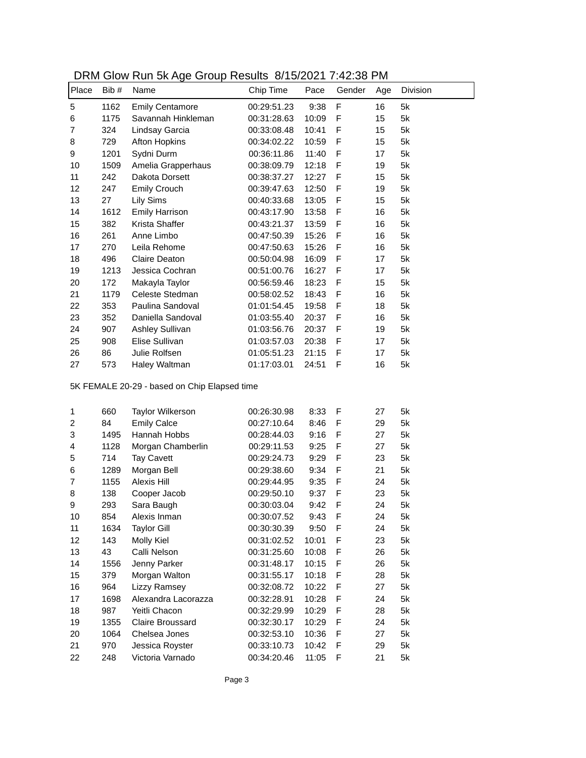# DRM Glow Run 5k Age Group Results 8/15/2021 7:42:38 PM

| Place | Bib # | Name | Chip Time | Pace | Gender | Age | Division |
|---|---|---|---|---|---|---|---|
| 5 | 1162 | Emily Centamore | 00:29:51.23 | 9:38 | F | 16 | 5k |
| 6 | 1175 | Savannah Hinkleman | 00:31:28.63 | 10:09 | F | 15 | 5k |
| 7 | 324 | Lindsay Garcia | 00:33:08.48 | 10:41 | F | 15 | 5k |
| 8 | 729 | Afton Hopkins | 00:34:02.22 | 10:59 | F | 15 | 5k |
| 9 | 1201 | Sydni Durm | 00:36:11.86 | 11:40 | F | 17 | 5k |
| 10 | 1509 | Amelia Grapperhaus | 00:38:09.79 | 12:18 | F | 19 | 5k |
| 11 | 242 | Dakota Dorsett | 00:38:37.27 | 12:27 | F | 15 | 5k |
| 12 | 247 | Emily Crouch | 00:39:47.63 | 12:50 | F | 19 | 5k |
| 13 | 27 | Lily Sims | 00:40:33.68 | 13:05 | F | 15 | 5k |
| 14 | 1612 | Emily Harrison | 00:43:17.90 | 13:58 | F | 16 | 5k |
| 15 | 382 | Krista Shaffer | 00:43:21.37 | 13:59 | F | 16 | 5k |
| 16 | 261 | Anne Limbo | 00:47:50.39 | 15:26 | F | 16 | 5k |
| 17 | 270 | Leila Rehome | 00:47:50.63 | 15:26 | F | 16 | 5k |
| 18 | 496 | Claire Deaton | 00:50:04.98 | 16:09 | F | 17 | 5k |
| 19 | 1213 | Jessica Cochran | 00:51:00.76 | 16:27 | F | 17 | 5k |
| 20 | 172 | Makayla Taylor | 00:56:59.46 | 18:23 | F | 15 | 5k |
| 21 | 1179 | Celeste Stedman | 00:58:02.52 | 18:43 | F | 16 | 5k |
| 22 | 353 | Paulina Sandoval | 01:01:54.45 | 19:58 | F | 18 | 5k |
| 23 | 352 | Daniella Sandoval | 01:03:55.40 | 20:37 | F | 16 | 5k |
| 24 | 907 | Ashley Sullivan | 01:03:56.76 | 20:37 | F | 19 | 5k |
| 25 | 908 | Elise Sullivan | 01:03:57.03 | 20:38 | F | 17 | 5k |
| 26 | 86 | Julie Rolfsen | 01:05:51.23 | 21:15 | F | 17 | 5k |
| 27 | 573 | Haley Waltman | 01:17:03.01 | 24:51 | F | 16 | 5k |

5K FEMALE 20-29 - based on Chip Elapsed time

| Place | Bib # | Name | Chip Time | Pace | Gender | Age | Division |
|---|---|---|---|---|---|---|---|
| 1 | 660 | Taylor Wilkerson | 00:26:30.98 | 8:33 | F | 27 | 5k |
| 2 | 84 | Emily Calce | 00:27:10.64 | 8:46 | F | 29 | 5k |
| 3 | 1495 | Hannah Hobbs | 00:28:44.03 | 9:16 | F | 27 | 5k |
| 4 | 1128 | Morgan Chamberlin | 00:29:11.53 | 9:25 | F | 27 | 5k |
| 5 | 714 | Tay Cavett | 00:29:24.73 | 9:29 | F | 23 | 5k |
| 6 | 1289 | Morgan Bell | 00:29:38.60 | 9:34 | F | 21 | 5k |
| 7 | 1155 | Alexis Hill | 00:29:44.95 | 9:35 | F | 24 | 5k |
| 8 | 138 | Cooper Jacob | 00:29:50.10 | 9:37 | F | 23 | 5k |
| 9 | 293 | Sara Baugh | 00:30:03.04 | 9:42 | F | 24 | 5k |
| 10 | 854 | Alexis Inman | 00:30:07.52 | 9:43 | F | 24 | 5k |
| 11 | 1634 | Taylor Gill | 00:30:30.39 | 9:50 | F | 24 | 5k |
| 12 | 143 | Molly Kiel | 00:31:02.52 | 10:01 | F | 23 | 5k |
| 13 | 43 | Calli Nelson | 00:31:25.60 | 10:08 | F | 26 | 5k |
| 14 | 1556 | Jenny Parker | 00:31:48.17 | 10:15 | F | 26 | 5k |
| 15 | 379 | Morgan Walton | 00:31:55.17 | 10:18 | F | 28 | 5k |
| 16 | 964 | Lizzy Ramsey | 00:32:08.72 | 10:22 | F | 27 | 5k |
| 17 | 1698 | Alexandra Lacorazza | 00:32:28.91 | 10:28 | F | 24 | 5k |
| 18 | 987 | Yeitli Chacon | 00:32:29.99 | 10:29 | F | 28 | 5k |
| 19 | 1355 | Claire Broussard | 00:32:30.17 | 10:29 | F | 24 | 5k |
| 20 | 1064 | Chelsea Jones | 00:32:53.10 | 10:36 | F | 27 | 5k |
| 21 | 970 | Jessica Royster | 00:33:10.73 | 10:42 | F | 29 | 5k |
| 22 | 248 | Victoria Varnado | 00:34:20.46 | 11:05 | F | 21 | 5k |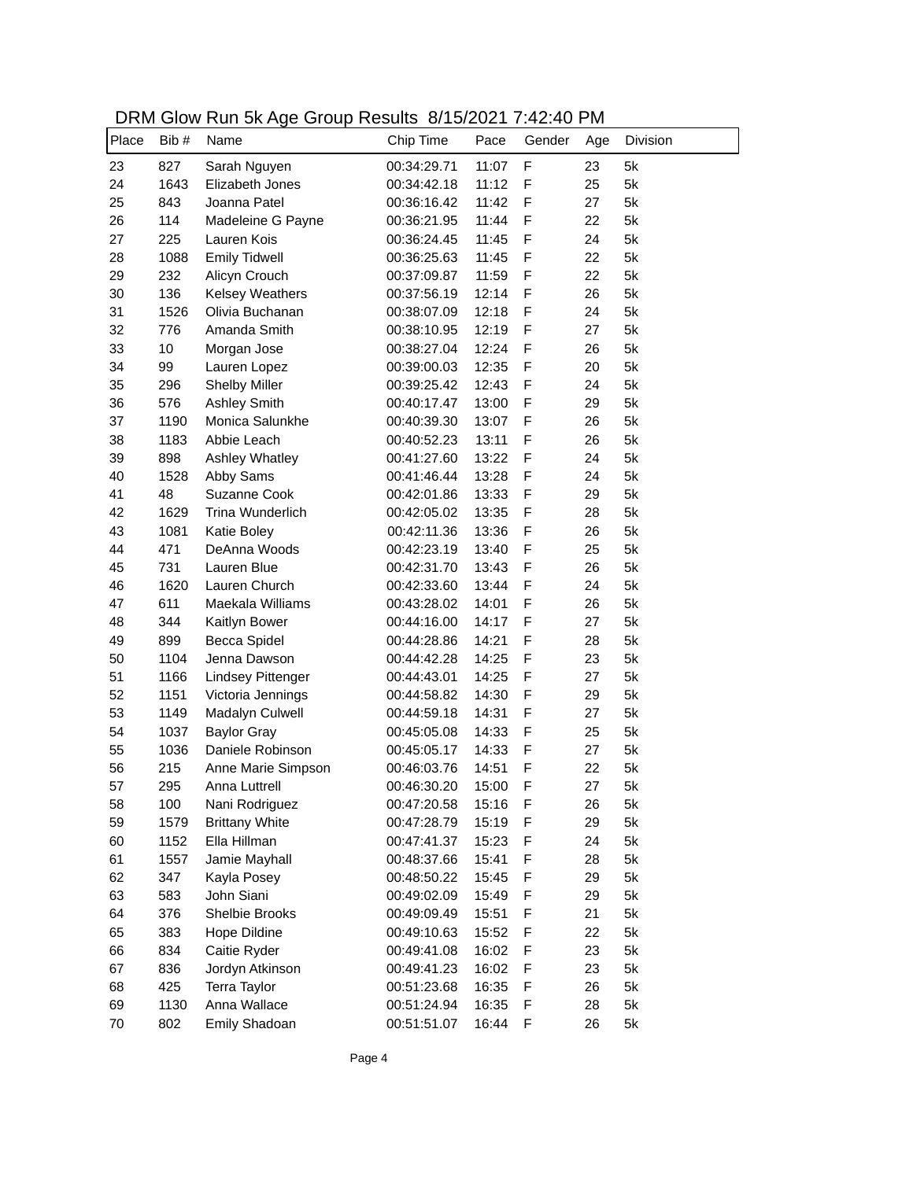# DRM Glow Run 5k Age Group Results 8/15/2021 7:42:40 PM

| Place | Bib # | Name | Chip Time | Pace | Gender | Age | Division |
|---|---|---|---|---|---|---|---|
| 23 | 827 | Sarah Nguyen | 00:34:29.71 | 11:07 | F | 23 | 5k |
| 24 | 1643 | Elizabeth Jones | 00:34:42.18 | 11:12 | F | 25 | 5k |
| 25 | 843 | Joanna Patel | 00:36:16.42 | 11:42 | F | 27 | 5k |
| 26 | 114 | Madeleine G Payne | 00:36:21.95 | 11:44 | F | 22 | 5k |
| 27 | 225 | Lauren Kois | 00:36:24.45 | 11:45 | F | 24 | 5k |
| 28 | 1088 | Emily Tidwell | 00:36:25.63 | 11:45 | F | 22 | 5k |
| 29 | 232 | Alicyn Crouch | 00:37:09.87 | 11:59 | F | 22 | 5k |
| 30 | 136 | Kelsey Weathers | 00:37:56.19 | 12:14 | F | 26 | 5k |
| 31 | 1526 | Olivia Buchanan | 00:38:07.09 | 12:18 | F | 24 | 5k |
| 32 | 776 | Amanda Smith | 00:38:10.95 | 12:19 | F | 27 | 5k |
| 33 | 10 | Morgan Jose | 00:38:27.04 | 12:24 | F | 26 | 5k |
| 34 | 99 | Lauren Lopez | 00:39:00.03 | 12:35 | F | 20 | 5k |
| 35 | 296 | Shelby Miller | 00:39:25.42 | 12:43 | F | 24 | 5k |
| 36 | 576 | Ashley Smith | 00:40:17.47 | 13:00 | F | 29 | 5k |
| 37 | 1190 | Monica Salunkhe | 00:40:39.30 | 13:07 | F | 26 | 5k |
| 38 | 1183 | Abbie Leach | 00:40:52.23 | 13:11 | F | 26 | 5k |
| 39 | 898 | Ashley Whatley | 00:41:27.60 | 13:22 | F | 24 | 5k |
| 40 | 1528 | Abby Sams | 00:41:46.44 | 13:28 | F | 24 | 5k |
| 41 | 48 | Suzanne Cook | 00:42:01.86 | 13:33 | F | 29 | 5k |
| 42 | 1629 | Trina Wunderlich | 00:42:05.02 | 13:35 | F | 28 | 5k |
| 43 | 1081 | Katie Boley | 00:42:11.36 | 13:36 | F | 26 | 5k |
| 44 | 471 | DeAnna Woods | 00:42:23.19 | 13:40 | F | 25 | 5k |
| 45 | 731 | Lauren Blue | 00:42:31.70 | 13:43 | F | 26 | 5k |
| 46 | 1620 | Lauren Church | 00:42:33.60 | 13:44 | F | 24 | 5k |
| 47 | 611 | Maekala Williams | 00:43:28.02 | 14:01 | F | 26 | 5k |
| 48 | 344 | Kaitlyn Bower | 00:44:16.00 | 14:17 | F | 27 | 5k |
| 49 | 899 | Becca Spidel | 00:44:28.86 | 14:21 | F | 28 | 5k |
| 50 | 1104 | Jenna Dawson | 00:44:42.28 | 14:25 | F | 23 | 5k |
| 51 | 1166 | Lindsey Pittenger | 00:44:43.01 | 14:25 | F | 27 | 5k |
| 52 | 1151 | Victoria Jennings | 00:44:58.82 | 14:30 | F | 29 | 5k |
| 53 | 1149 | Madalyn Culwell | 00:44:59.18 | 14:31 | F | 27 | 5k |
| 54 | 1037 | Baylor Gray | 00:45:05.08 | 14:33 | F | 25 | 5k |
| 55 | 1036 | Daniele Robinson | 00:45:05.17 | 14:33 | F | 27 | 5k |
| 56 | 215 | Anne Marie Simpson | 00:46:03.76 | 14:51 | F | 22 | 5k |
| 57 | 295 | Anna Luttrell | 00:46:30.20 | 15:00 | F | 27 | 5k |
| 58 | 100 | Nani Rodriguez | 00:47:20.58 | 15:16 | F | 26 | 5k |
| 59 | 1579 | Brittany White | 00:47:28.79 | 15:19 | F | 29 | 5k |
| 60 | 1152 | Ella Hillman | 00:47:41.37 | 15:23 | F | 24 | 5k |
| 61 | 1557 | Jamie Mayhall | 00:48:37.66 | 15:41 | F | 28 | 5k |
| 62 | 347 | Kayla Posey | 00:48:50.22 | 15:45 | F | 29 | 5k |
| 63 | 583 | John Siani | 00:49:02.09 | 15:49 | F | 29 | 5k |
| 64 | 376 | Shelbie Brooks | 00:49:09.49 | 15:51 | F | 21 | 5k |
| 65 | 383 | Hope Dildine | 00:49:10.63 | 15:52 | F | 22 | 5k |
| 66 | 834 | Caitie Ryder | 00:49:41.08 | 16:02 | F | 23 | 5k |
| 67 | 836 | Jordyn Atkinson | 00:49:41.23 | 16:02 | F | 23 | 5k |
| 68 | 425 | Terra Taylor | 00:51:23.68 | 16:35 | F | 26 | 5k |
| 69 | 1130 | Anna Wallace | 00:51:24.94 | 16:35 | F | 28 | 5k |
| 70 | 802 | Emily Shadoan | 00:51:51.07 | 16:44 | F | 26 | 5k |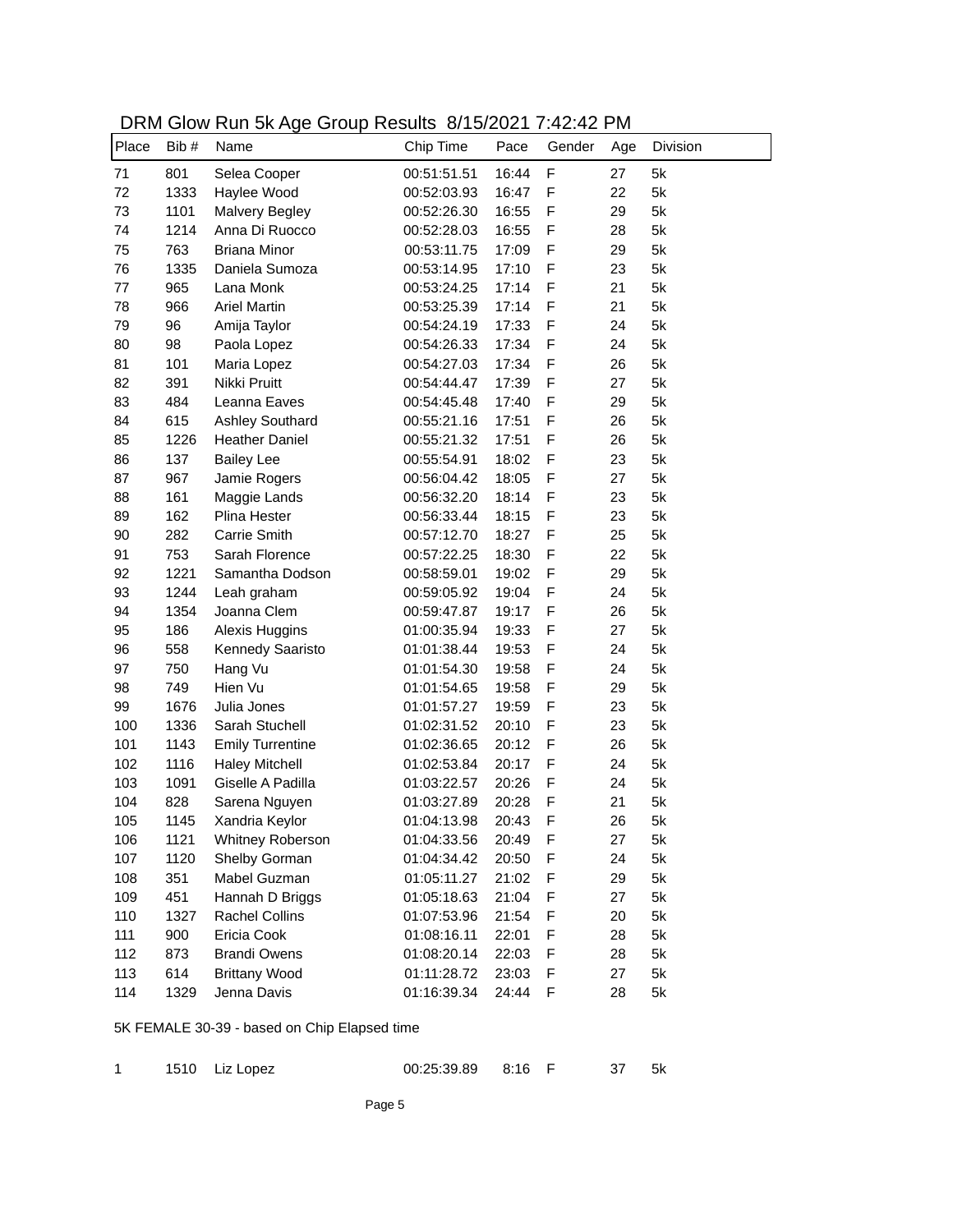DRM Glow Run 5k Age Group Results 8/15/2021 7:42:42 PM

| Place | Bib # | Name | Chip Time | Pace | Gender | Age | Division |
|---|---|---|---|---|---|---|---|
| 71 | 801 | Selea Cooper | 00:51:51.51 | 16:44 | F | 27 | 5k |
| 72 | 1333 | Haylee Wood | 00:52:03.93 | 16:47 | F | 22 | 5k |
| 73 | 1101 | Malvery Begley | 00:52:26.30 | 16:55 | F | 29 | 5k |
| 74 | 1214 | Anna Di Ruocco | 00:52:28.03 | 16:55 | F | 28 | 5k |
| 75 | 763 | Briana Minor | 00:53:11.75 | 17:09 | F | 29 | 5k |
| 76 | 1335 | Daniela Sumoza | 00:53:14.95 | 17:10 | F | 23 | 5k |
| 77 | 965 | Lana Monk | 00:53:24.25 | 17:14 | F | 21 | 5k |
| 78 | 966 | Ariel Martin | 00:53:25.39 | 17:14 | F | 21 | 5k |
| 79 | 96 | Amija Taylor | 00:54:24.19 | 17:33 | F | 24 | 5k |
| 80 | 98 | Paola Lopez | 00:54:26.33 | 17:34 | F | 24 | 5k |
| 81 | 101 | Maria Lopez | 00:54:27.03 | 17:34 | F | 26 | 5k |
| 82 | 391 | Nikki Pruitt | 00:54:44.47 | 17:39 | F | 27 | 5k |
| 83 | 484 | Leanna Eaves | 00:54:45.48 | 17:40 | F | 29 | 5k |
| 84 | 615 | Ashley Southard | 00:55:21.16 | 17:51 | F | 26 | 5k |
| 85 | 1226 | Heather Daniel | 00:55:21.32 | 17:51 | F | 26 | 5k |
| 86 | 137 | Bailey Lee | 00:55:54.91 | 18:02 | F | 23 | 5k |
| 87 | 967 | Jamie Rogers | 00:56:04.42 | 18:05 | F | 27 | 5k |
| 88 | 161 | Maggie Lands | 00:56:32.20 | 18:14 | F | 23 | 5k |
| 89 | 162 | Plina Hester | 00:56:33.44 | 18:15 | F | 23 | 5k |
| 90 | 282 | Carrie Smith | 00:57:12.70 | 18:27 | F | 25 | 5k |
| 91 | 753 | Sarah Florence | 00:57:22.25 | 18:30 | F | 22 | 5k |
| 92 | 1221 | Samantha Dodson | 00:58:59.01 | 19:02 | F | 29 | 5k |
| 93 | 1244 | Leah graham | 00:59:05.92 | 19:04 | F | 24 | 5k |
| 94 | 1354 | Joanna Clem | 00:59:47.87 | 19:17 | F | 26 | 5k |
| 95 | 186 | Alexis Huggins | 01:00:35.94 | 19:33 | F | 27 | 5k |
| 96 | 558 | Kennedy Saaristo | 01:01:38.44 | 19:53 | F | 24 | 5k |
| 97 | 750 | Hang Vu | 01:01:54.30 | 19:58 | F | 24 | 5k |
| 98 | 749 | Hien Vu | 01:01:54.65 | 19:58 | F | 29 | 5k |
| 99 | 1676 | Julia Jones | 01:01:57.27 | 19:59 | F | 23 | 5k |
| 100 | 1336 | Sarah Stuchell | 01:02:31.52 | 20:10 | F | 23 | 5k |
| 101 | 1143 | Emily Turrentine | 01:02:36.65 | 20:12 | F | 26 | 5k |
| 102 | 1116 | Haley Mitchell | 01:02:53.84 | 20:17 | F | 24 | 5k |
| 103 | 1091 | Giselle A Padilla | 01:03:22.57 | 20:26 | F | 24 | 5k |
| 104 | 828 | Sarena Nguyen | 01:03:27.89 | 20:28 | F | 21 | 5k |
| 105 | 1145 | Xandria Keylor | 01:04:13.98 | 20:43 | F | 26 | 5k |
| 106 | 1121 | Whitney Roberson | 01:04:33.56 | 20:49 | F | 27 | 5k |
| 107 | 1120 | Shelby Gorman | 01:04:34.42 | 20:50 | F | 24 | 5k |
| 108 | 351 | Mabel Guzman | 01:05:11.27 | 21:02 | F | 29 | 5k |
| 109 | 451 | Hannah D Briggs | 01:05:18.63 | 21:04 | F | 27 | 5k |
| 110 | 1327 | Rachel Collins | 01:07:53.96 | 21:54 | F | 20 | 5k |
| 111 | 900 | Ericia Cook | 01:08:16.11 | 22:01 | F | 28 | 5k |
| 112 | 873 | Brandi Owens | 01:08:20.14 | 22:03 | F | 28 | 5k |
| 113 | 614 | Brittany Wood | 01:11:28.72 | 23:03 | F | 27 | 5k |
| 114 | 1329 | Jenna Davis | 01:16:39.34 | 24:44 | F | 28 | 5k |

5K FEMALE 30-39 - based on Chip Elapsed time

| | | | | | | | |
|---|---|---|---|---|---|---|---|
| 1 | 1510 | Liz Lopez | 00:25:39.89 | 8:16 | F | 37 | 5k |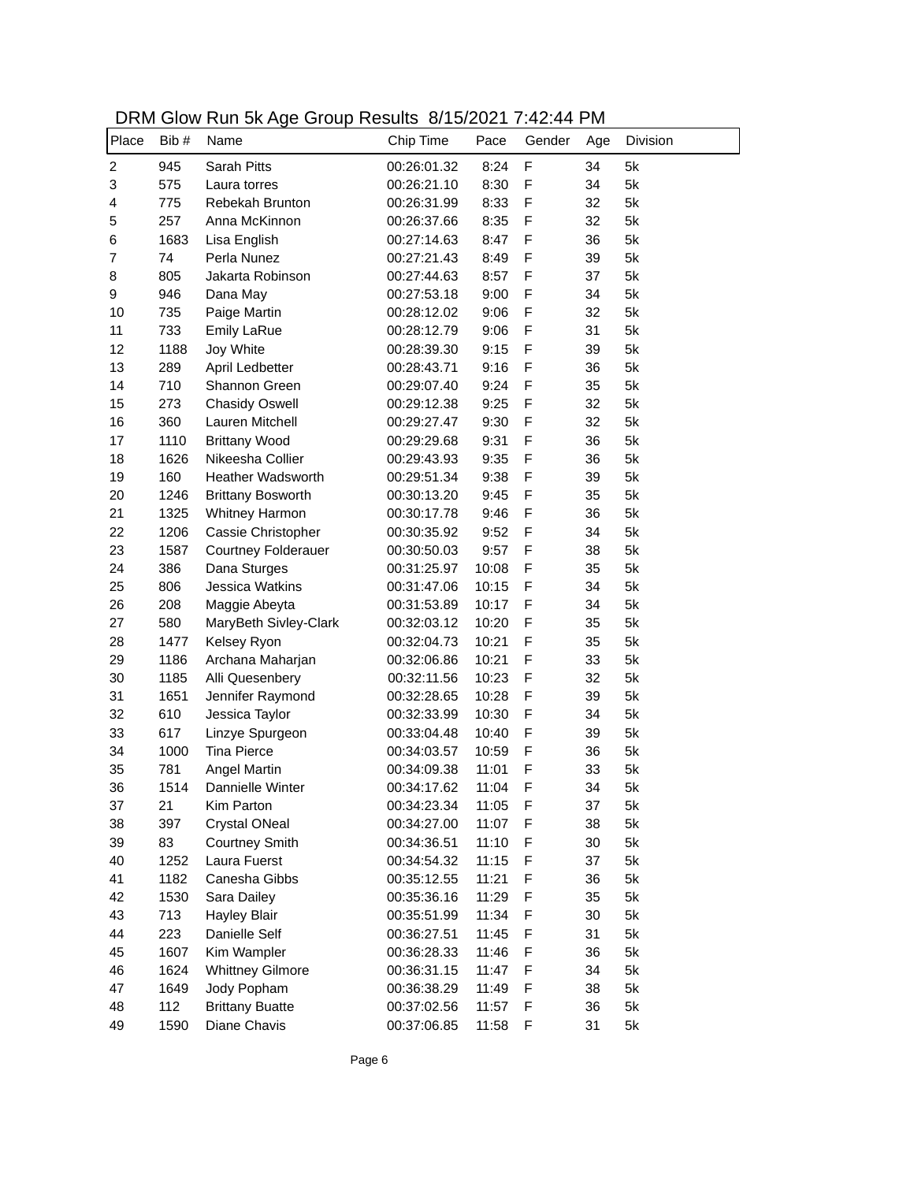# DRM Glow Run 5k Age Group Results 8/15/2021 7:42:44 PM

| Place | Bib # | Name | Chip Time | Pace | Gender | Age | Division |
|---|---|---|---|---|---|---|---|
| 2 | 945 | Sarah Pitts | 00:26:01.32 | 8:24 | F | 34 | 5k |
| 3 | 575 | Laura torres | 00:26:21.10 | 8:30 | F | 34 | 5k |
| 4 | 775 | Rebekah Brunton | 00:26:31.99 | 8:33 | F | 32 | 5k |
| 5 | 257 | Anna McKinnon | 00:26:37.66 | 8:35 | F | 32 | 5k |
| 6 | 1683 | Lisa English | 00:27:14.63 | 8:47 | F | 36 | 5k |
| 7 | 74 | Perla Nunez | 00:27:21.43 | 8:49 | F | 39 | 5k |
| 8 | 805 | Jakarta Robinson | 00:27:44.63 | 8:57 | F | 37 | 5k |
| 9 | 946 | Dana May | 00:27:53.18 | 9:00 | F | 34 | 5k |
| 10 | 735 | Paige Martin | 00:28:12.02 | 9:06 | F | 32 | 5k |
| 11 | 733 | Emily LaRue | 00:28:12.79 | 9:06 | F | 31 | 5k |
| 12 | 1188 | Joy White | 00:28:39.30 | 9:15 | F | 39 | 5k |
| 13 | 289 | April Ledbetter | 00:28:43.71 | 9:16 | F | 36 | 5k |
| 14 | 710 | Shannon Green | 00:29:07.40 | 9:24 | F | 35 | 5k |
| 15 | 273 | Chasidy Oswell | 00:29:12.38 | 9:25 | F | 32 | 5k |
| 16 | 360 | Lauren Mitchell | 00:29:27.47 | 9:30 | F | 32 | 5k |
| 17 | 1110 | Brittany Wood | 00:29:29.68 | 9:31 | F | 36 | 5k |
| 18 | 1626 | Nikeesha Collier | 00:29:43.93 | 9:35 | F | 36 | 5k |
| 19 | 160 | Heather Wadsworth | 00:29:51.34 | 9:38 | F | 39 | 5k |
| 20 | 1246 | Brittany Bosworth | 00:30:13.20 | 9:45 | F | 35 | 5k |
| 21 | 1325 | Whitney Harmon | 00:30:17.78 | 9:46 | F | 36 | 5k |
| 22 | 1206 | Cassie Christopher | 00:30:35.92 | 9:52 | F | 34 | 5k |
| 23 | 1587 | Courtney Folderauer | 00:30:50.03 | 9:57 | F | 38 | 5k |
| 24 | 386 | Dana Sturges | 00:31:25.97 | 10:08 | F | 35 | 5k |
| 25 | 806 | Jessica Watkins | 00:31:47.06 | 10:15 | F | 34 | 5k |
| 26 | 208 | Maggie Abeyta | 00:31:53.89 | 10:17 | F | 34 | 5k |
| 27 | 580 | MaryBeth Sivley-Clark | 00:32:03.12 | 10:20 | F | 35 | 5k |
| 28 | 1477 | Kelsey Ryon | 00:32:04.73 | 10:21 | F | 35 | 5k |
| 29 | 1186 | Archana Maharjan | 00:32:06.86 | 10:21 | F | 33 | 5k |
| 30 | 1185 | Alli Quesenbery | 00:32:11.56 | 10:23 | F | 32 | 5k |
| 31 | 1651 | Jennifer Raymond | 00:32:28.65 | 10:28 | F | 39 | 5k |
| 32 | 610 | Jessica Taylor | 00:32:33.99 | 10:30 | F | 34 | 5k |
| 33 | 617 | Linzye Spurgeon | 00:33:04.48 | 10:40 | F | 39 | 5k |
| 34 | 1000 | Tina Pierce | 00:34:03.57 | 10:59 | F | 36 | 5k |
| 35 | 781 | Angel Martin | 00:34:09.38 | 11:01 | F | 33 | 5k |
| 36 | 1514 | Dannielle Winter | 00:34:17.62 | 11:04 | F | 34 | 5k |
| 37 | 21 | Kim Parton | 00:34:23.34 | 11:05 | F | 37 | 5k |
| 38 | 397 | Crystal ONeal | 00:34:27.00 | 11:07 | F | 38 | 5k |
| 39 | 83 | Courtney Smith | 00:34:36.51 | 11:10 | F | 30 | 5k |
| 40 | 1252 | Laura Fuerst | 00:34:54.32 | 11:15 | F | 37 | 5k |
| 41 | 1182 | Canesha Gibbs | 00:35:12.55 | 11:21 | F | 36 | 5k |
| 42 | 1530 | Sara Dailey | 00:35:36.16 | 11:29 | F | 35 | 5k |
| 43 | 713 | Hayley Blair | 00:35:51.99 | 11:34 | F | 30 | 5k |
| 44 | 223 | Danielle Self | 00:36:27.51 | 11:45 | F | 31 | 5k |
| 45 | 1607 | Kim Wampler | 00:36:28.33 | 11:46 | F | 36 | 5k |
| 46 | 1624 | Whittney Gilmore | 00:36:31.15 | 11:47 | F | 34 | 5k |
| 47 | 1649 | Jody Popham | 00:36:38.29 | 11:49 | F | 38 | 5k |
| 48 | 112 | Brittany Buatte | 00:37:02.56 | 11:57 | F | 36 | 5k |
| 49 | 1590 | Diane Chavis | 00:37:06.85 | 11:58 | F | 31 | 5k |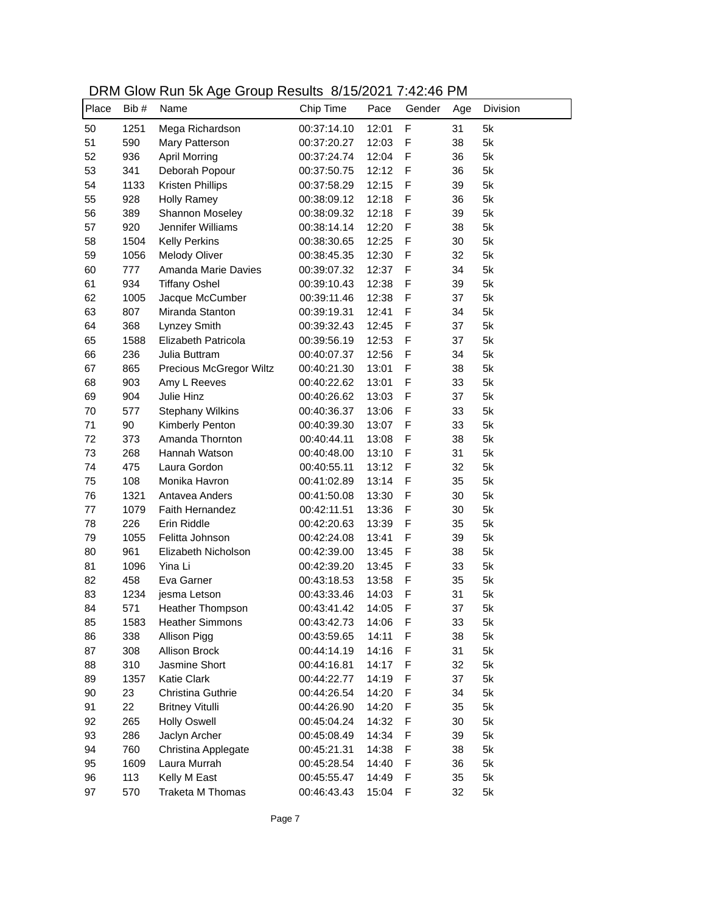# DRM Glow Run 5k Age Group Results 8/15/2021 7:42:46 PM

| Place | Bib # | Name | Chip Time | Pace | Gender | Age | Division |
|---|---|---|---|---|---|---|---|
| 50 | 1251 | Mega Richardson | 00:37:14.10 | 12:01 | F | 31 | 5k |
| 51 | 590 | Mary Patterson | 00:37:20.27 | 12:03 | F | 38 | 5k |
| 52 | 936 | April Morring | 00:37:24.74 | 12:04 | F | 36 | 5k |
| 53 | 341 | Deborah Popour | 00:37:50.75 | 12:12 | F | 36 | 5k |
| 54 | 1133 | Kristen Phillips | 00:37:58.29 | 12:15 | F | 39 | 5k |
| 55 | 928 | Holly Ramey | 00:38:09.12 | 12:18 | F | 36 | 5k |
| 56 | 389 | Shannon Moseley | 00:38:09.32 | 12:18 | F | 39 | 5k |
| 57 | 920 | Jennifer Williams | 00:38:14.14 | 12:20 | F | 38 | 5k |
| 58 | 1504 | Kelly Perkins | 00:38:30.65 | 12:25 | F | 30 | 5k |
| 59 | 1056 | Melody Oliver | 00:38:45.35 | 12:30 | F | 32 | 5k |
| 60 | 777 | Amanda Marie Davies | 00:39:07.32 | 12:37 | F | 34 | 5k |
| 61 | 934 | Tiffany Oshel | 00:39:10.43 | 12:38 | F | 39 | 5k |
| 62 | 1005 | Jacque McCumber | 00:39:11.46 | 12:38 | F | 37 | 5k |
| 63 | 807 | Miranda Stanton | 00:39:19.31 | 12:41 | F | 34 | 5k |
| 64 | 368 | Lynzey Smith | 00:39:32.43 | 12:45 | F | 37 | 5k |
| 65 | 1588 | Elizabeth Patricola | 00:39:56.19 | 12:53 | F | 37 | 5k |
| 66 | 236 | Julia Buttram | 00:40:07.37 | 12:56 | F | 34 | 5k |
| 67 | 865 | Precious McGregor Wiltz | 00:40:21.30 | 13:01 | F | 38 | 5k |
| 68 | 903 | Amy L Reeves | 00:40:22.62 | 13:01 | F | 33 | 5k |
| 69 | 904 | Julie Hinz | 00:40:26.62 | 13:03 | F | 37 | 5k |
| 70 | 577 | Stephany Wilkins | 00:40:36.37 | 13:06 | F | 33 | 5k |
| 71 | 90 | Kimberly Penton | 00:40:39.30 | 13:07 | F | 33 | 5k |
| 72 | 373 | Amanda Thornton | 00:40:44.11 | 13:08 | F | 38 | 5k |
| 73 | 268 | Hannah Watson | 00:40:48.00 | 13:10 | F | 31 | 5k |
| 74 | 475 | Laura Gordon | 00:40:55.11 | 13:12 | F | 32 | 5k |
| 75 | 108 | Monika Havron | 00:41:02.89 | 13:14 | F | 35 | 5k |
| 76 | 1321 | Antavea Anders | 00:41:50.08 | 13:30 | F | 30 | 5k |
| 77 | 1079 | Faith Hernandez | 00:42:11.51 | 13:36 | F | 30 | 5k |
| 78 | 226 | Erin Riddle | 00:42:20.63 | 13:39 | F | 35 | 5k |
| 79 | 1055 | Felitta Johnson | 00:42:24.08 | 13:41 | F | 39 | 5k |
| 80 | 961 | Elizabeth Nicholson | 00:42:39.00 | 13:45 | F | 38 | 5k |
| 81 | 1096 | Yina Li | 00:42:39.20 | 13:45 | F | 33 | 5k |
| 82 | 458 | Eva Garner | 00:43:18.53 | 13:58 | F | 35 | 5k |
| 83 | 1234 | jesma Letson | 00:43:33.46 | 14:03 | F | 31 | 5k |
| 84 | 571 | Heather Thompson | 00:43:41.42 | 14:05 | F | 37 | 5k |
| 85 | 1583 | Heather Simmons | 00:43:42.73 | 14:06 | F | 33 | 5k |
| 86 | 338 | Allison Pigg | 00:43:59.65 | 14:11 | F | 38 | 5k |
| 87 | 308 | Allison Brock | 00:44:14.19 | 14:16 | F | 31 | 5k |
| 88 | 310 | Jasmine Short | 00:44:16.81 | 14:17 | F | 32 | 5k |
| 89 | 1357 | Katie Clark | 00:44:22.77 | 14:19 | F | 37 | 5k |
| 90 | 23 | Christina Guthrie | 00:44:26.54 | 14:20 | F | 34 | 5k |
| 91 | 22 | Britney Vitulli | 00:44:26.90 | 14:20 | F | 35 | 5k |
| 92 | 265 | Holly Oswell | 00:45:04.24 | 14:32 | F | 30 | 5k |
| 93 | 286 | Jaclyn Archer | 00:45:08.49 | 14:34 | F | 39 | 5k |
| 94 | 760 | Christina Applegate | 00:45:21.31 | 14:38 | F | 38 | 5k |
| 95 | 1609 | Laura Murrah | 00:45:28.54 | 14:40 | F | 36 | 5k |
| 96 | 113 | Kelly M East | 00:45:55.47 | 14:49 | F | 35 | 5k |
| 97 | 570 | Traketa M Thomas | 00:46:43.43 | 15:04 | F | 32 | 5k |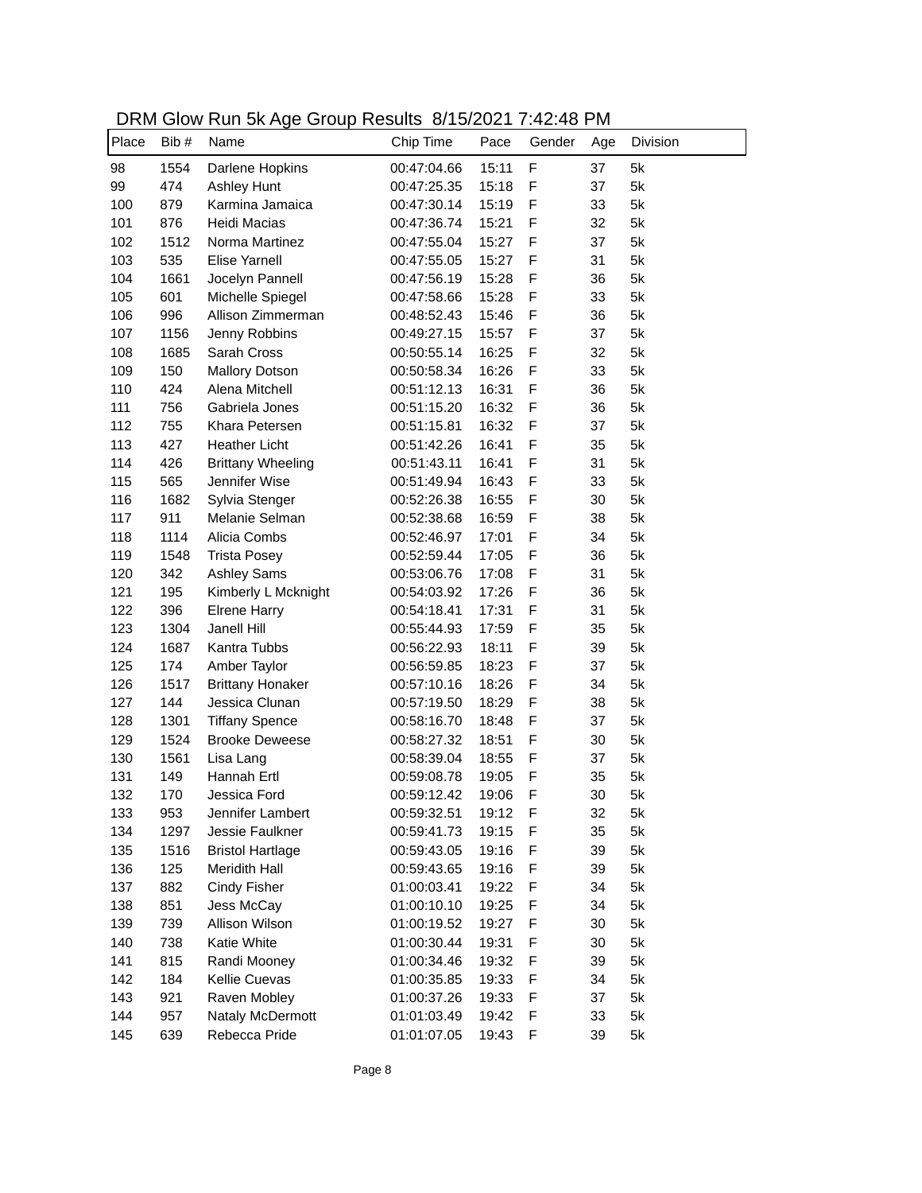DRM Glow Run 5k Age Group Results 8/15/2021 7:42:48 PM

| Place | Bib # | Name | Chip Time | Pace | Gender | Age | Division |
|---|---|---|---|---|---|---|---|
| 98 | 1554 | Darlene Hopkins | 00:47:04.66 | 15:11 | F | 37 | 5k |
| 99 | 474 | Ashley Hunt | 00:47:25.35 | 15:18 | F | 37 | 5k |
| 100 | 879 | Karmina Jamaica | 00:47:30.14 | 15:19 | F | 33 | 5k |
| 101 | 876 | Heidi Macias | 00:47:36.74 | 15:21 | F | 32 | 5k |
| 102 | 1512 | Norma Martinez | 00:47:55.04 | 15:27 | F | 37 | 5k |
| 103 | 535 | Elise Yarnell | 00:47:55.05 | 15:27 | F | 31 | 5k |
| 104 | 1661 | Jocelyn Pannell | 00:47:56.19 | 15:28 | F | 36 | 5k |
| 105 | 601 | Michelle Spiegel | 00:47:58.66 | 15:28 | F | 33 | 5k |
| 106 | 996 | Allison Zimmerman | 00:48:52.43 | 15:46 | F | 36 | 5k |
| 107 | 1156 | Jenny Robbins | 00:49:27.15 | 15:57 | F | 37 | 5k |
| 108 | 1685 | Sarah Cross | 00:50:55.14 | 16:25 | F | 32 | 5k |
| 109 | 150 | Mallory Dotson | 00:50:58.34 | 16:26 | F | 33 | 5k |
| 110 | 424 | Alena Mitchell | 00:51:12.13 | 16:31 | F | 36 | 5k |
| 111 | 756 | Gabriela Jones | 00:51:15.20 | 16:32 | F | 36 | 5k |
| 112 | 755 | Khara Petersen | 00:51:15.81 | 16:32 | F | 37 | 5k |
| 113 | 427 | Heather Licht | 00:51:42.26 | 16:41 | F | 35 | 5k |
| 114 | 426 | Brittany Wheeling | 00:51:43.11 | 16:41 | F | 31 | 5k |
| 115 | 565 | Jennifer Wise | 00:51:49.94 | 16:43 | F | 33 | 5k |
| 116 | 1682 | Sylvia Stenger | 00:52:26.38 | 16:55 | F | 30 | 5k |
| 117 | 911 | Melanie Selman | 00:52:38.68 | 16:59 | F | 38 | 5k |
| 118 | 1114 | Alicia Combs | 00:52:46.97 | 17:01 | F | 34 | 5k |
| 119 | 1548 | Trista Posey | 00:52:59.44 | 17:05 | F | 36 | 5k |
| 120 | 342 | Ashley Sams | 00:53:06.76 | 17:08 | F | 31 | 5k |
| 121 | 195 | Kimberly L Mcknight | 00:54:03.92 | 17:26 | F | 36 | 5k |
| 122 | 396 | Elrene Harry | 00:54:18.41 | 17:31 | F | 31 | 5k |
| 123 | 1304 | Janell Hill | 00:55:44.93 | 17:59 | F | 35 | 5k |
| 124 | 1687 | Kantra Tubbs | 00:56:22.93 | 18:11 | F | 39 | 5k |
| 125 | 174 | Amber Taylor | 00:56:59.85 | 18:23 | F | 37 | 5k |
| 126 | 1517 | Brittany Honaker | 00:57:10.16 | 18:26 | F | 34 | 5k |
| 127 | 144 | Jessica Clunan | 00:57:19.50 | 18:29 | F | 38 | 5k |
| 128 | 1301 | Tiffany Spence | 00:58:16.70 | 18:48 | F | 37 | 5k |
| 129 | 1524 | Brooke Deweese | 00:58:27.32 | 18:51 | F | 30 | 5k |
| 130 | 1561 | Lisa Lang | 00:58:39.04 | 18:55 | F | 37 | 5k |
| 131 | 149 | Hannah Ertl | 00:59:08.78 | 19:05 | F | 35 | 5k |
| 132 | 170 | Jessica Ford | 00:59:12.42 | 19:06 | F | 30 | 5k |
| 133 | 953 | Jennifer Lambert | 00:59:32.51 | 19:12 | F | 32 | 5k |
| 134 | 1297 | Jessie Faulkner | 00:59:41.73 | 19:15 | F | 35 | 5k |
| 135 | 1516 | Bristol Hartlage | 00:59:43.05 | 19:16 | F | 39 | 5k |
| 136 | 125 | Meridith Hall | 00:59:43.65 | 19:16 | F | 39 | 5k |
| 137 | 882 | Cindy Fisher | 01:00:03.41 | 19:22 | F | 34 | 5k |
| 138 | 851 | Jess McCay | 01:00:10.10 | 19:25 | F | 34 | 5k |
| 139 | 739 | Allison Wilson | 01:00:19.52 | 19:27 | F | 30 | 5k |
| 140 | 738 | Katie White | 01:00:30.44 | 19:31 | F | 30 | 5k |
| 141 | 815 | Randi Mooney | 01:00:34.46 | 19:32 | F | 39 | 5k |
| 142 | 184 | Kellie Cuevas | 01:00:35.85 | 19:33 | F | 34 | 5k |
| 143 | 921 | Raven Mobley | 01:00:37.26 | 19:33 | F | 37 | 5k |
| 144 | 957 | Nataly McDermott | 01:01:03.49 | 19:42 | F | 33 | 5k |
| 145 | 639 | Rebecca Pride | 01:01:07.05 | 19:43 | F | 39 | 5k |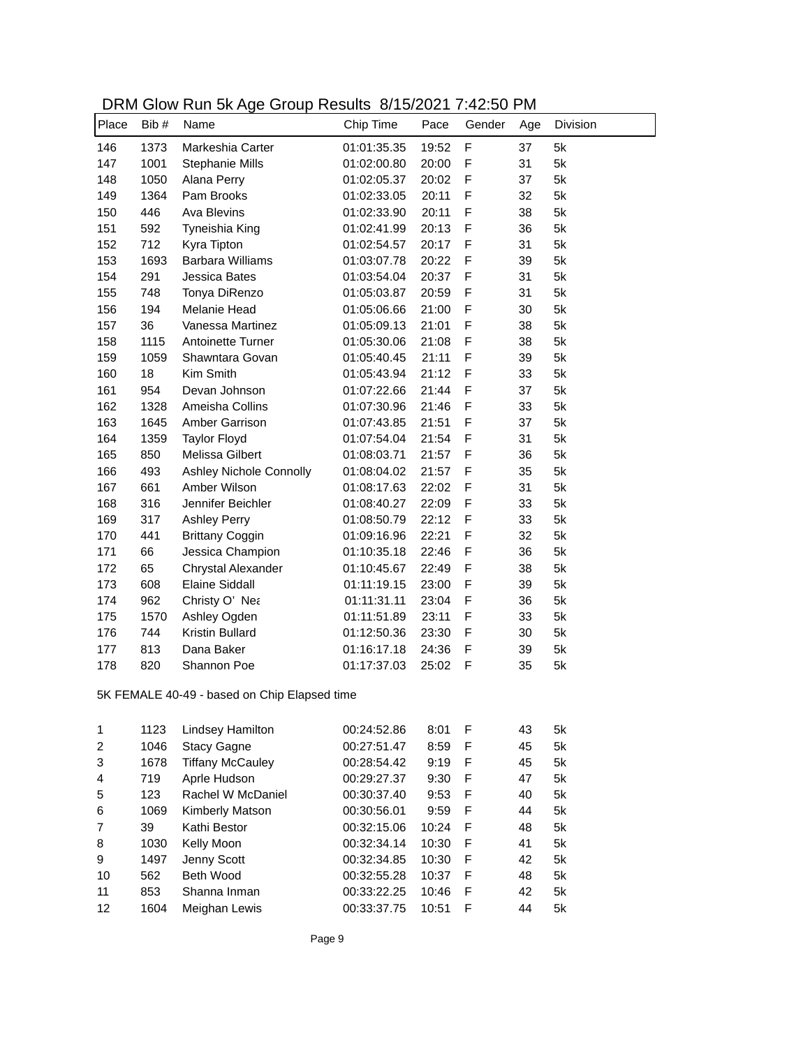# DRM Glow Run 5k Age Group Results 8/15/2021 7:42:50 PM

| Place | Bib # | Name | Chip Time | Pace | Gender | Age | Division |
|---|---|---|---|---|---|---|---|
| 146 | 1373 | Markeshia Carter | 01:01:35.35 | 19:52 | F | 37 | 5k |
| 147 | 1001 | Stephanie Mills | 01:02:00.80 | 20:00 | F | 31 | 5k |
| 148 | 1050 | Alana Perry | 01:02:05.37 | 20:02 | F | 37 | 5k |
| 149 | 1364 | Pam Brooks | 01:02:33.05 | 20:11 | F | 32 | 5k |
| 150 | 446 | Ava Blevins | 01:02:33.90 | 20:11 | F | 38 | 5k |
| 151 | 592 | Tyneishia King | 01:02:41.99 | 20:13 | F | 36 | 5k |
| 152 | 712 | Kyra Tipton | 01:02:54.57 | 20:17 | F | 31 | 5k |
| 153 | 1693 | Barbara Williams | 01:03:07.78 | 20:22 | F | 39 | 5k |
| 154 | 291 | Jessica Bates | 01:03:54.04 | 20:37 | F | 31 | 5k |
| 155 | 748 | Tonya DiRenzo | 01:05:03.87 | 20:59 | F | 31 | 5k |
| 156 | 194 | Melanie Head | 01:05:06.66 | 21:00 | F | 30 | 5k |
| 157 | 36 | Vanessa Martinez | 01:05:09.13 | 21:01 | F | 38 | 5k |
| 158 | 1115 | Antoinette Turner | 01:05:30.06 | 21:08 | F | 38 | 5k |
| 159 | 1059 | Shawntara Govan | 01:05:40.45 | 21:11 | F | 39 | 5k |
| 160 | 18 | Kim Smith | 01:05:43.94 | 21:12 | F | 33 | 5k |
| 161 | 954 | Devan Johnson | 01:07:22.66 | 21:44 | F | 37 | 5k |
| 162 | 1328 | Ameisha Collins | 01:07:30.96 | 21:46 | F | 33 | 5k |
| 163 | 1645 | Amber Garrison | 01:07:43.85 | 21:51 | F | 37 | 5k |
| 164 | 1359 | Taylor Floyd | 01:07:54.04 | 21:54 | F | 31 | 5k |
| 165 | 850 | Melissa Gilbert | 01:08:03.71 | 21:57 | F | 36 | 5k |
| 166 | 493 | Ashley Nichole Connolly | 01:08:04.02 | 21:57 | F | 35 | 5k |
| 167 | 661 | Amber Wilson | 01:08:17.63 | 22:02 | F | 31 | 5k |
| 168 | 316 | Jennifer Beichler | 01:08:40.27 | 22:09 | F | 33 | 5k |
| 169 | 317 | Ashley Perry | 01:08:50.79 | 22:12 | F | 33 | 5k |
| 170 | 441 | Brittany Coggin | 01:09:16.96 | 22:21 | F | 32 | 5k |
| 171 | 66 | Jessica Champion | 01:10:35.18 | 22:46 | F | 36 | 5k |
| 172 | 65 | Chrystal Alexander | 01:10:45.67 | 22:49 | F | 38 | 5k |
| 173 | 608 | Elaine Siddall | 01:11:19.15 | 23:00 | F | 39 | 5k |
| 174 | 962 | Christy O' Nea | 01:11:31.11 | 23:04 | F | 36 | 5k |
| 175 | 1570 | Ashley Ogden | 01:11:51.89 | 23:11 | F | 33 | 5k |
| 176 | 744 | Kristin Bullard | 01:12:50.36 | 23:30 | F | 30 | 5k |
| 177 | 813 | Dana Baker | 01:16:17.18 | 24:36 | F | 39 | 5k |
| 178 | 820 | Shannon Poe | 01:17:37.03 | 25:02 | F | 35 | 5k |

5K FEMALE 40-49 - based on Chip Elapsed time

| | | | | | | | |
|---|---|---|---|---|---|---|---|
| 1 | 1123 | Lindsey Hamilton | 00:24:52.86 | 8:01 | F | 43 | 5k |
| 2 | 1046 | Stacy Gagne | 00:27:51.47 | 8:59 | F | 45 | 5k |
| 3 | 1678 | Tiffany McCauley | 00:28:54.42 | 9:19 | F | 45 | 5k |
| 4 | 719 | Aprle Hudson | 00:29:27.37 | 9:30 | F | 47 | 5k |
| 5 | 123 | Rachel W McDaniel | 00:30:37.40 | 9:53 | F | 40 | 5k |
| 6 | 1069 | Kimberly Matson | 00:30:56.01 | 9:59 | F | 44 | 5k |
| 7 | 39 | Kathi Bestor | 00:32:15.06 | 10:24 | F | 48 | 5k |
| 8 | 1030 | Kelly Moon | 00:32:34.14 | 10:30 | F | 41 | 5k |
| 9 | 1497 | Jenny Scott | 00:32:34.85 | 10:30 | F | 42 | 5k |
| 10 | 562 | Beth Wood | 00:32:55.28 | 10:37 | F | 48 | 5k |
| 11 | 853 | Shanna Inman | 00:33:22.25 | 10:46 | F | 42 | 5k |
| 12 | 1604 | Meighan Lewis | 00:33:37.75 | 10:51 | F | 44 | 5k |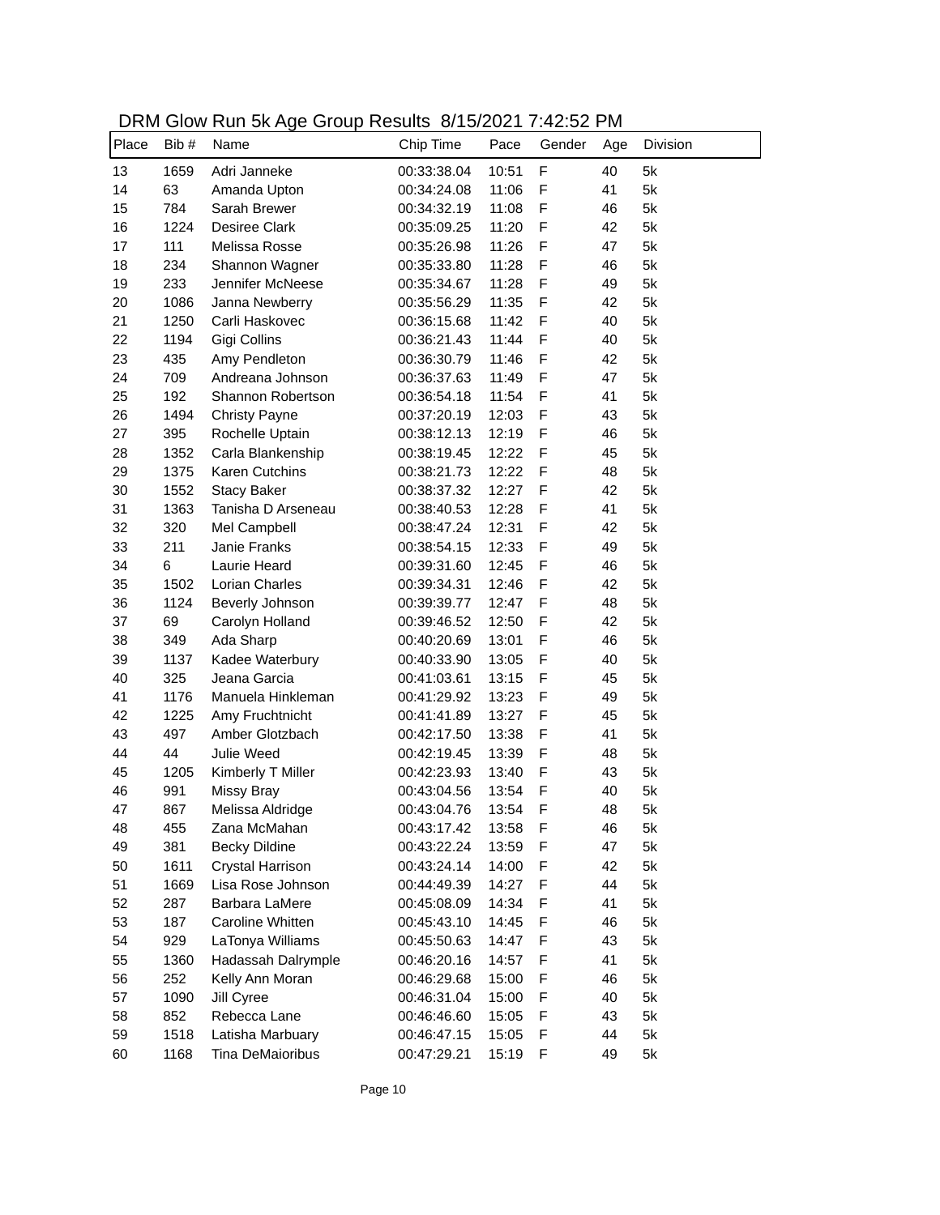# DRM Glow Run 5k Age Group Results 8/15/2021 7:42:52 PM

| Place | Bib # | Name | Chip Time | Pace | Gender | Age | Division |
|---|---|---|---|---|---|---|---|
| 13 | 1659 | Adri Janneke | 00:33:38.04 | 10:51 | F | 40 | 5k |
| 14 | 63 | Amanda Upton | 00:34:24.08 | 11:06 | F | 41 | 5k |
| 15 | 784 | Sarah Brewer | 00:34:32.19 | 11:08 | F | 46 | 5k |
| 16 | 1224 | Desiree Clark | 00:35:09.25 | 11:20 | F | 42 | 5k |
| 17 | 111 | Melissa Rosse | 00:35:26.98 | 11:26 | F | 47 | 5k |
| 18 | 234 | Shannon Wagner | 00:35:33.80 | 11:28 | F | 46 | 5k |
| 19 | 233 | Jennifer McNeese | 00:35:34.67 | 11:28 | F | 49 | 5k |
| 20 | 1086 | Janna Newberry | 00:35:56.29 | 11:35 | F | 42 | 5k |
| 21 | 1250 | Carli Haskovec | 00:36:15.68 | 11:42 | F | 40 | 5k |
| 22 | 1194 | Gigi Collins | 00:36:21.43 | 11:44 | F | 40 | 5k |
| 23 | 435 | Amy Pendleton | 00:36:30.79 | 11:46 | F | 42 | 5k |
| 24 | 709 | Andreana Johnson | 00:36:37.63 | 11:49 | F | 47 | 5k |
| 25 | 192 | Shannon Robertson | 00:36:54.18 | 11:54 | F | 41 | 5k |
| 26 | 1494 | Christy Payne | 00:37:20.19 | 12:03 | F | 43 | 5k |
| 27 | 395 | Rochelle Uptain | 00:38:12.13 | 12:19 | F | 46 | 5k |
| 28 | 1352 | Carla Blankenship | 00:38:19.45 | 12:22 | F | 45 | 5k |
| 29 | 1375 | Karen Cutchins | 00:38:21.73 | 12:22 | F | 48 | 5k |
| 30 | 1552 | Stacy Baker | 00:38:37.32 | 12:27 | F | 42 | 5k |
| 31 | 1363 | Tanisha D Arseneau | 00:38:40.53 | 12:28 | F | 41 | 5k |
| 32 | 320 | Mel Campbell | 00:38:47.24 | 12:31 | F | 42 | 5k |
| 33 | 211 | Janie Franks | 00:38:54.15 | 12:33 | F | 49 | 5k |
| 34 | 6 | Laurie Heard | 00:39:31.60 | 12:45 | F | 46 | 5k |
| 35 | 1502 | Lorian Charles | 00:39:34.31 | 12:46 | F | 42 | 5k |
| 36 | 1124 | Beverly Johnson | 00:39:39.77 | 12:47 | F | 48 | 5k |
| 37 | 69 | Carolyn Holland | 00:39:46.52 | 12:50 | F | 42 | 5k |
| 38 | 349 | Ada Sharp | 00:40:20.69 | 13:01 | F | 46 | 5k |
| 39 | 1137 | Kadee Waterbury | 00:40:33.90 | 13:05 | F | 40 | 5k |
| 40 | 325 | Jeana Garcia | 00:41:03.61 | 13:15 | F | 45 | 5k |
| 41 | 1176 | Manuela Hinkleman | 00:41:29.92 | 13:23 | F | 49 | 5k |
| 42 | 1225 | Amy Fruchtnicht | 00:41:41.89 | 13:27 | F | 45 | 5k |
| 43 | 497 | Amber Glotzbach | 00:42:17.50 | 13:38 | F | 41 | 5k |
| 44 | 44 | Julie Weed | 00:42:19.45 | 13:39 | F | 48 | 5k |
| 45 | 1205 | Kimberly T Miller | 00:42:23.93 | 13:40 | F | 43 | 5k |
| 46 | 991 | Missy Bray | 00:43:04.56 | 13:54 | F | 40 | 5k |
| 47 | 867 | Melissa Aldridge | 00:43:04.76 | 13:54 | F | 48 | 5k |
| 48 | 455 | Zana McMahan | 00:43:17.42 | 13:58 | F | 46 | 5k |
| 49 | 381 | Becky Dildine | 00:43:22.24 | 13:59 | F | 47 | 5k |
| 50 | 1611 | Crystal Harrison | 00:43:24.14 | 14:00 | F | 42 | 5k |
| 51 | 1669 | Lisa Rose Johnson | 00:44:49.39 | 14:27 | F | 44 | 5k |
| 52 | 287 | Barbara LaMere | 00:45:08.09 | 14:34 | F | 41 | 5k |
| 53 | 187 | Caroline Whitten | 00:45:43.10 | 14:45 | F | 46 | 5k |
| 54 | 929 | LaTonya Williams | 00:45:50.63 | 14:47 | F | 43 | 5k |
| 55 | 1360 | Hadassah Dalrymple | 00:46:20.16 | 14:57 | F | 41 | 5k |
| 56 | 252 | Kelly Ann Moran | 00:46:29.68 | 15:00 | F | 46 | 5k |
| 57 | 1090 | Jill Cyree | 00:46:31.04 | 15:00 | F | 40 | 5k |
| 58 | 852 | Rebecca Lane | 00:46:46.60 | 15:05 | F | 43 | 5k |
| 59 | 1518 | Latisha Marbuary | 00:46:47.15 | 15:05 | F | 44 | 5k |
| 60 | 1168 | Tina DeMaioribus | 00:47:29.21 | 15:19 | F | 49 | 5k |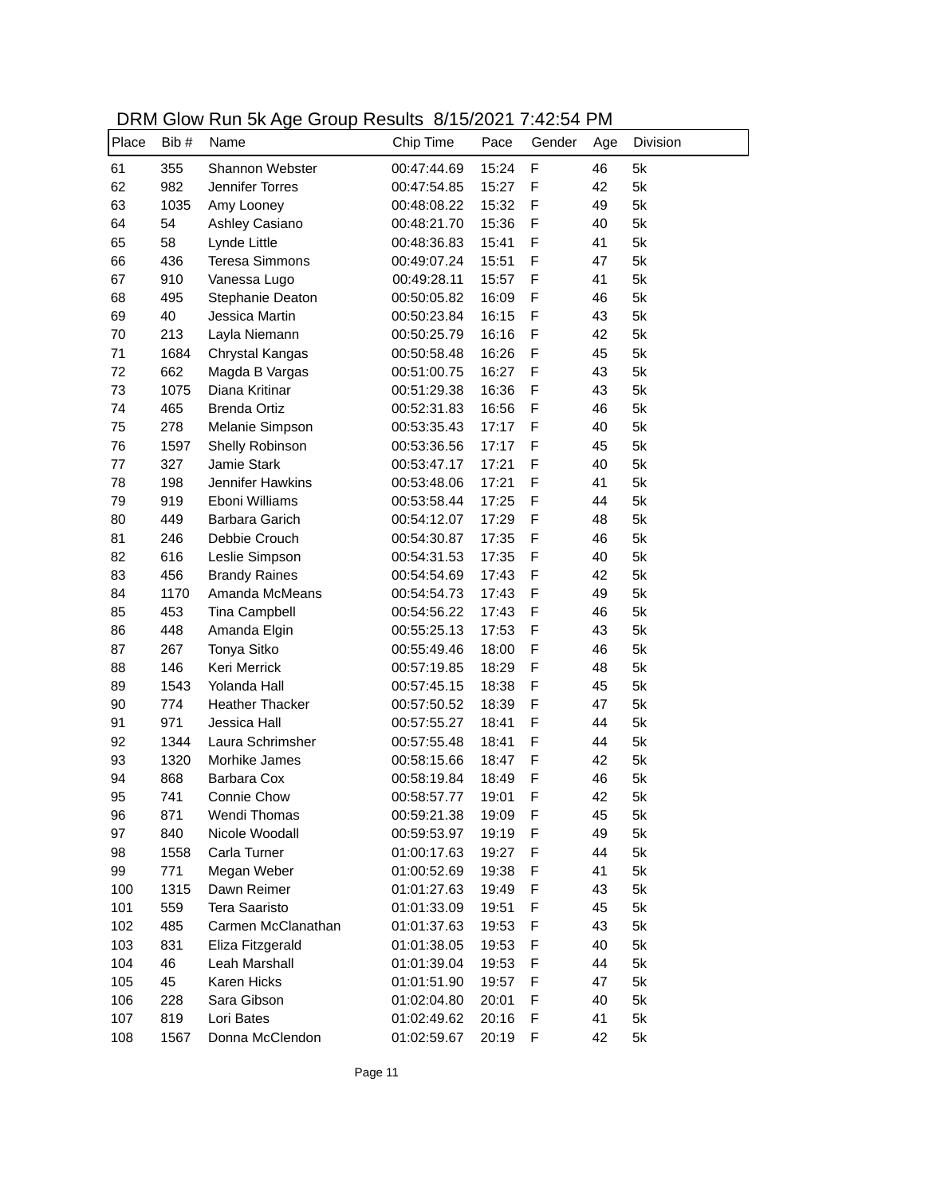# DRM Glow Run 5k Age Group Results 8/15/2021 7:42:54 PM

| Place | Bib # | Name | Chip Time | Pace | Gender | Age | Division |
|---|---|---|---|---|---|---|---|
| 61 | 355 | Shannon Webster | 00:47:44.69 | 15:24 | F | 46 | 5k |
| 62 | 982 | Jennifer Torres | 00:47:54.85 | 15:27 | F | 42 | 5k |
| 63 | 1035 | Amy Looney | 00:48:08.22 | 15:32 | F | 49 | 5k |
| 64 | 54 | Ashley Casiano | 00:48:21.70 | 15:36 | F | 40 | 5k |
| 65 | 58 | Lynde Little | 00:48:36.83 | 15:41 | F | 41 | 5k |
| 66 | 436 | Teresa Simmons | 00:49:07.24 | 15:51 | F | 47 | 5k |
| 67 | 910 | Vanessa Lugo | 00:49:28.11 | 15:57 | F | 41 | 5k |
| 68 | 495 | Stephanie Deaton | 00:50:05.82 | 16:09 | F | 46 | 5k |
| 69 | 40 | Jessica Martin | 00:50:23.84 | 16:15 | F | 43 | 5k |
| 70 | 213 | Layla Niemann | 00:50:25.79 | 16:16 | F | 42 | 5k |
| 71 | 1684 | Chrystal Kangas | 00:50:58.48 | 16:26 | F | 45 | 5k |
| 72 | 662 | Magda B Vargas | 00:51:00.75 | 16:27 | F | 43 | 5k |
| 73 | 1075 | Diana Kritinar | 00:51:29.38 | 16:36 | F | 43 | 5k |
| 74 | 465 | Brenda Ortiz | 00:52:31.83 | 16:56 | F | 46 | 5k |
| 75 | 278 | Melanie Simpson | 00:53:35.43 | 17:17 | F | 40 | 5k |
| 76 | 1597 | Shelly Robinson | 00:53:36.56 | 17:17 | F | 45 | 5k |
| 77 | 327 | Jamie Stark | 00:53:47.17 | 17:21 | F | 40 | 5k |
| 78 | 198 | Jennifer Hawkins | 00:53:48.06 | 17:21 | F | 41 | 5k |
| 79 | 919 | Eboni Williams | 00:53:58.44 | 17:25 | F | 44 | 5k |
| 80 | 449 | Barbara Garich | 00:54:12.07 | 17:29 | F | 48 | 5k |
| 81 | 246 | Debbie Crouch | 00:54:30.87 | 17:35 | F | 46 | 5k |
| 82 | 616 | Leslie Simpson | 00:54:31.53 | 17:35 | F | 40 | 5k |
| 83 | 456 | Brandy Raines | 00:54:54.69 | 17:43 | F | 42 | 5k |
| 84 | 1170 | Amanda McMeans | 00:54:54.73 | 17:43 | F | 49 | 5k |
| 85 | 453 | Tina Campbell | 00:54:56.22 | 17:43 | F | 46 | 5k |
| 86 | 448 | Amanda Elgin | 00:55:25.13 | 17:53 | F | 43 | 5k |
| 87 | 267 | Tonya Sitko | 00:55:49.46 | 18:00 | F | 46 | 5k |
| 88 | 146 | Keri Merrick | 00:57:19.85 | 18:29 | F | 48 | 5k |
| 89 | 1543 | Yolanda Hall | 00:57:45.15 | 18:38 | F | 45 | 5k |
| 90 | 774 | Heather Thacker | 00:57:50.52 | 18:39 | F | 47 | 5k |
| 91 | 971 | Jessica Hall | 00:57:55.27 | 18:41 | F | 44 | 5k |
| 92 | 1344 | Laura Schrimsher | 00:57:55.48 | 18:41 | F | 44 | 5k |
| 93 | 1320 | Morhike James | 00:58:15.66 | 18:47 | F | 42 | 5k |
| 94 | 868 | Barbara Cox | 00:58:19.84 | 18:49 | F | 46 | 5k |
| 95 | 741 | Connie Chow | 00:58:57.77 | 19:01 | F | 42 | 5k |
| 96 | 871 | Wendi Thomas | 00:59:21.38 | 19:09 | F | 45 | 5k |
| 97 | 840 | Nicole Woodall | 00:59:53.97 | 19:19 | F | 49 | 5k |
| 98 | 1558 | Carla Turner | 01:00:17.63 | 19:27 | F | 44 | 5k |
| 99 | 771 | Megan Weber | 01:00:52.69 | 19:38 | F | 41 | 5k |
| 100 | 1315 | Dawn Reimer | 01:01:27.63 | 19:49 | F | 43 | 5k |
| 101 | 559 | Tera Saaristo | 01:01:33.09 | 19:51 | F | 45 | 5k |
| 102 | 485 | Carmen McClanathan | 01:01:37.63 | 19:53 | F | 43 | 5k |
| 103 | 831 | Eliza Fitzgerald | 01:01:38.05 | 19:53 | F | 40 | 5k |
| 104 | 46 | Leah Marshall | 01:01:39.04 | 19:53 | F | 44 | 5k |
| 105 | 45 | Karen Hicks | 01:01:51.90 | 19:57 | F | 47 | 5k |
| 106 | 228 | Sara Gibson | 01:02:04.80 | 20:01 | F | 40 | 5k |
| 107 | 819 | Lori Bates | 01:02:49.62 | 20:16 | F | 41 | 5k |
| 108 | 1567 | Donna McClendon | 01:02:59.67 | 20:19 | F | 42 | 5k |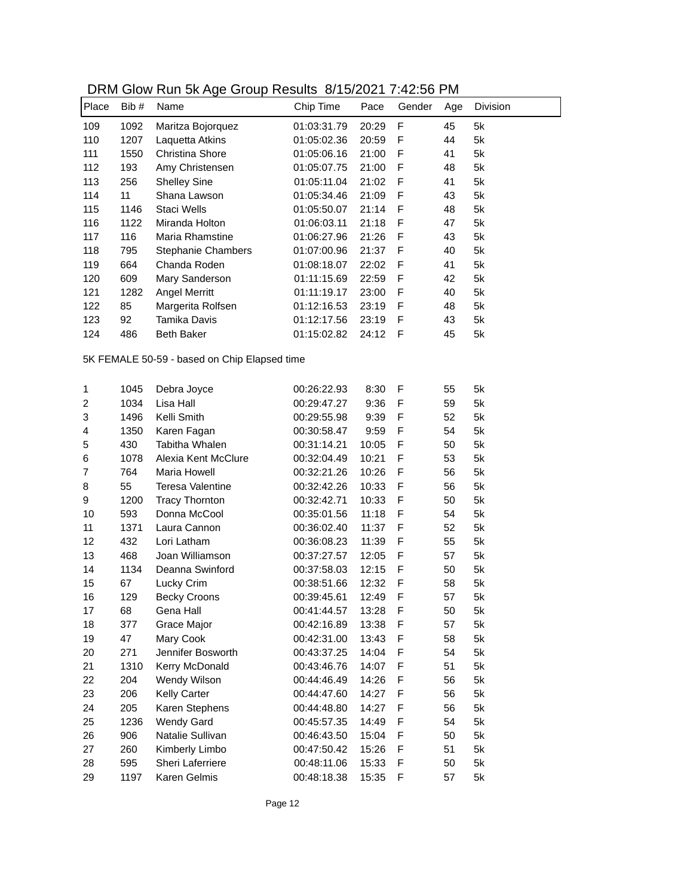DRM Glow Run 5k Age Group Results 8/15/2021 7:42:56 PM

| Place | Bib # | Name | Chip Time | Pace | Gender | Age | Division |
|---|---|---|---|---|---|---|---|
| 109 | 1092 | Maritza Bojorquez | 01:03:31.79 | 20:29 | F | 45 | 5k |
| 110 | 1207 | Laquetta Atkins | 01:05:02.36 | 20:59 | F | 44 | 5k |
| 111 | 1550 | Christina Shore | 01:05:06.16 | 21:00 | F | 41 | 5k |
| 112 | 193 | Amy Christensen | 01:05:07.75 | 21:00 | F | 48 | 5k |
| 113 | 256 | Shelley Sine | 01:05:11.04 | 21:02 | F | 41 | 5k |
| 114 | 11 | Shana Lawson | 01:05:34.46 | 21:09 | F | 43 | 5k |
| 115 | 1146 | Staci Wells | 01:05:50.07 | 21:14 | F | 48 | 5k |
| 116 | 1122 | Miranda Holton | 01:06:03.11 | 21:18 | F | 47 | 5k |
| 117 | 116 | Maria Rhamstine | 01:06:27.96 | 21:26 | F | 43 | 5k |
| 118 | 795 | Stephanie Chambers | 01:07:00.96 | 21:37 | F | 40 | 5k |
| 119 | 664 | Chanda Roden | 01:08:18.07 | 22:02 | F | 41 | 5k |
| 120 | 609 | Mary Sanderson | 01:11:15.69 | 22:59 | F | 42 | 5k |
| 121 | 1282 | Angel Merritt | 01:11:19.17 | 23:00 | F | 40 | 5k |
| 122 | 85 | Margerita Rolfsen | 01:12:16.53 | 23:19 | F | 48 | 5k |
| 123 | 92 | Tamika Davis | 01:12:17.56 | 23:19 | F | 43 | 5k |
| 124 | 486 | Beth Baker | 01:15:02.82 | 24:12 | F | 45 | 5k |

5K FEMALE 50-59 - based on Chip Elapsed time

| Place | Bib # | Name | Chip Time | Pace | Gender | Age | Division |
|---|---|---|---|---|---|---|---|
| 1 | 1045 | Debra Joyce | 00:26:22.93 | 8:30 | F | 55 | 5k |
| 2 | 1034 | Lisa Hall | 00:29:47.27 | 9:36 | F | 59 | 5k |
| 3 | 1496 | Kelli Smith | 00:29:55.98 | 9:39 | F | 52 | 5k |
| 4 | 1350 | Karen Fagan | 00:30:58.47 | 9:59 | F | 54 | 5k |
| 5 | 430 | Tabitha Whalen | 00:31:14.21 | 10:05 | F | 50 | 5k |
| 6 | 1078 | Alexia Kent McClure | 00:32:04.49 | 10:21 | F | 53 | 5k |
| 7 | 764 | Maria Howell | 00:32:21.26 | 10:26 | F | 56 | 5k |
| 8 | 55 | Teresa Valentine | 00:32:42.26 | 10:33 | F | 56 | 5k |
| 9 | 1200 | Tracy Thornton | 00:32:42.71 | 10:33 | F | 50 | 5k |
| 10 | 593 | Donna McCool | 00:35:01.56 | 11:18 | F | 54 | 5k |
| 11 | 1371 | Laura Cannon | 00:36:02.40 | 11:37 | F | 52 | 5k |
| 12 | 432 | Lori Latham | 00:36:08.23 | 11:39 | F | 55 | 5k |
| 13 | 468 | Joan Williamson | 00:37:27.57 | 12:05 | F | 57 | 5k |
| 14 | 1134 | Deanna Swinford | 00:37:58.03 | 12:15 | F | 50 | 5k |
| 15 | 67 | Lucky Crim | 00:38:51.66 | 12:32 | F | 58 | 5k |
| 16 | 129 | Becky Croons | 00:39:45.61 | 12:49 | F | 57 | 5k |
| 17 | 68 | Gena Hall | 00:41:44.57 | 13:28 | F | 50 | 5k |
| 18 | 377 | Grace Major | 00:42:16.89 | 13:38 | F | 57 | 5k |
| 19 | 47 | Mary Cook | 00:42:31.00 | 13:43 | F | 58 | 5k |
| 20 | 271 | Jennifer Bosworth | 00:43:37.25 | 14:04 | F | 54 | 5k |
| 21 | 1310 | Kerry McDonald | 00:43:46.76 | 14:07 | F | 51 | 5k |
| 22 | 204 | Wendy Wilson | 00:44:46.49 | 14:26 | F | 56 | 5k |
| 23 | 206 | Kelly Carter | 00:44:47.60 | 14:27 | F | 56 | 5k |
| 24 | 205 | Karen Stephens | 00:44:48.80 | 14:27 | F | 56 | 5k |
| 25 | 1236 | Wendy Gard | 00:45:57.35 | 14:49 | F | 54 | 5k |
| 26 | 906 | Natalie Sullivan | 00:46:43.50 | 15:04 | F | 50 | 5k |
| 27 | 260 | Kimberly Limbo | 00:47:50.42 | 15:26 | F | 51 | 5k |
| 28 | 595 | Sheri Laferriere | 00:48:11.06 | 15:33 | F | 50 | 5k |
| 29 | 1197 | Karen Gelmis | 00:48:18.38 | 15:35 | F | 57 | 5k |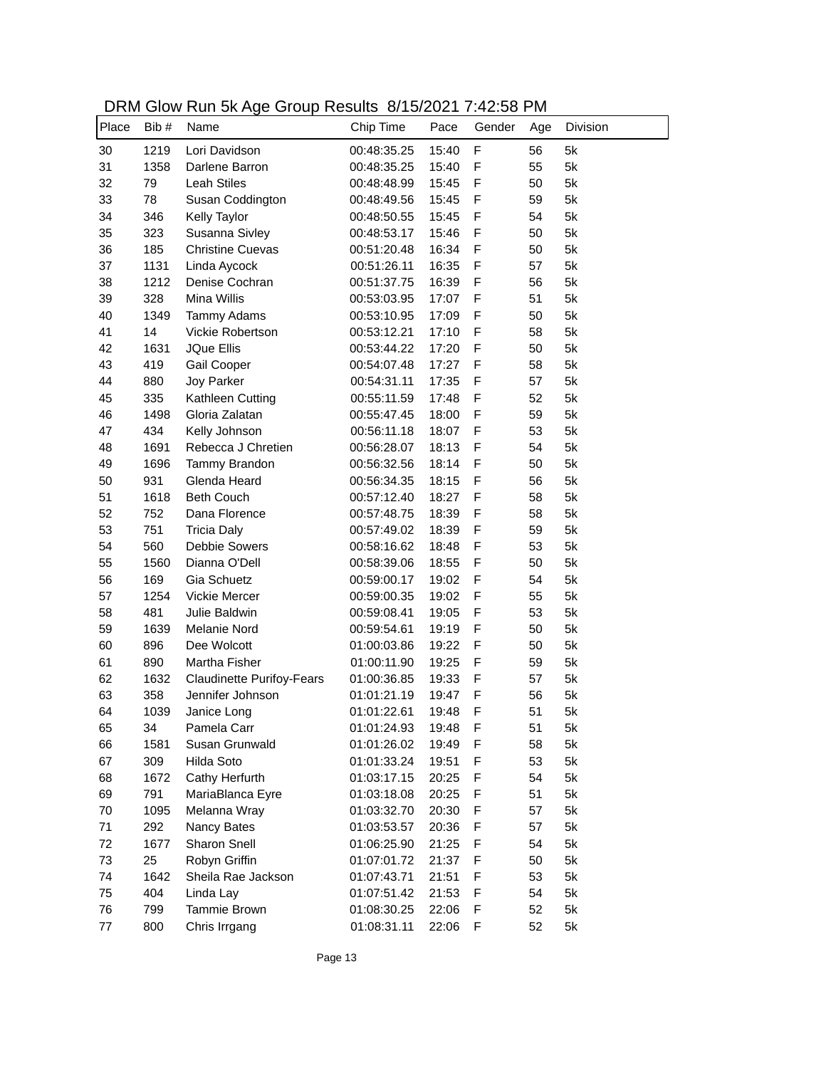# DRM Glow Run 5k Age Group Results 8/15/2021 7:42:58 PM

| Place | Bib # | Name | Chip Time | Pace | Gender | Age | Division |
|---|---|---|---|---|---|---|---|
| 30 | 1219 | Lori Davidson | 00:48:35.25 | 15:40 | F | 56 | 5k |
| 31 | 1358 | Darlene Barron | 00:48:35.25 | 15:40 | F | 55 | 5k |
| 32 | 79 | Leah Stiles | 00:48:48.99 | 15:45 | F | 50 | 5k |
| 33 | 78 | Susan Coddington | 00:48:49.56 | 15:45 | F | 59 | 5k |
| 34 | 346 | Kelly Taylor | 00:48:50.55 | 15:45 | F | 54 | 5k |
| 35 | 323 | Susanna Sivley | 00:48:53.17 | 15:46 | F | 50 | 5k |
| 36 | 185 | Christine Cuevas | 00:51:20.48 | 16:34 | F | 50 | 5k |
| 37 | 1131 | Linda Aycock | 00:51:26.11 | 16:35 | F | 57 | 5k |
| 38 | 1212 | Denise Cochran | 00:51:37.75 | 16:39 | F | 56 | 5k |
| 39 | 328 | Mina Willis | 00:53:03.95 | 17:07 | F | 51 | 5k |
| 40 | 1349 | Tammy Adams | 00:53:10.95 | 17:09 | F | 50 | 5k |
| 41 | 14 | Vickie Robertson | 00:53:12.21 | 17:10 | F | 58 | 5k |
| 42 | 1631 | JQue Ellis | 00:53:44.22 | 17:20 | F | 50 | 5k |
| 43 | 419 | Gail Cooper | 00:54:07.48 | 17:27 | F | 58 | 5k |
| 44 | 880 | Joy Parker | 00:54:31.11 | 17:35 | F | 57 | 5k |
| 45 | 335 | Kathleen Cutting | 00:55:11.59 | 17:48 | F | 52 | 5k |
| 46 | 1498 | Gloria Zalatan | 00:55:47.45 | 18:00 | F | 59 | 5k |
| 47 | 434 | Kelly Johnson | 00:56:11.18 | 18:07 | F | 53 | 5k |
| 48 | 1691 | Rebecca J Chretien | 00:56:28.07 | 18:13 | F | 54 | 5k |
| 49 | 1696 | Tammy Brandon | 00:56:32.56 | 18:14 | F | 50 | 5k |
| 50 | 931 | Glenda Heard | 00:56:34.35 | 18:15 | F | 56 | 5k |
| 51 | 1618 | Beth Couch | 00:57:12.40 | 18:27 | F | 58 | 5k |
| 52 | 752 | Dana Florence | 00:57:48.75 | 18:39 | F | 58 | 5k |
| 53 | 751 | Tricia Daly | 00:57:49.02 | 18:39 | F | 59 | 5k |
| 54 | 560 | Debbie Sowers | 00:58:16.62 | 18:48 | F | 53 | 5k |
| 55 | 1560 | Dianna O'Dell | 00:58:39.06 | 18:55 | F | 50 | 5k |
| 56 | 169 | Gia Schuetz | 00:59:00.17 | 19:02 | F | 54 | 5k |
| 57 | 1254 | Vickie Mercer | 00:59:00.35 | 19:02 | F | 55 | 5k |
| 58 | 481 | Julie Baldwin | 00:59:08.41 | 19:05 | F | 53 | 5k |
| 59 | 1639 | Melanie Nord | 00:59:54.61 | 19:19 | F | 50 | 5k |
| 60 | 896 | Dee Wolcott | 01:00:03.86 | 19:22 | F | 50 | 5k |
| 61 | 890 | Martha Fisher | 01:00:11.90 | 19:25 | F | 59 | 5k |
| 62 | 1632 | Claudinette Purifoy-Fears | 01:00:36.85 | 19:33 | F | 57 | 5k |
| 63 | 358 | Jennifer Johnson | 01:01:21.19 | 19:47 | F | 56 | 5k |
| 64 | 1039 | Janice Long | 01:01:22.61 | 19:48 | F | 51 | 5k |
| 65 | 34 | Pamela Carr | 01:01:24.93 | 19:48 | F | 51 | 5k |
| 66 | 1581 | Susan Grunwald | 01:01:26.02 | 19:49 | F | 58 | 5k |
| 67 | 309 | Hilda Soto | 01:01:33.24 | 19:51 | F | 53 | 5k |
| 68 | 1672 | Cathy Herfurth | 01:03:17.15 | 20:25 | F | 54 | 5k |
| 69 | 791 | MariaBlanca Eyre | 01:03:18.08 | 20:25 | F | 51 | 5k |
| 70 | 1095 | Melanna Wray | 01:03:32.70 | 20:30 | F | 57 | 5k |
| 71 | 292 | Nancy Bates | 01:03:53.57 | 20:36 | F | 57 | 5k |
| 72 | 1677 | Sharon Snell | 01:06:25.90 | 21:25 | F | 54 | 5k |
| 73 | 25 | Robyn Griffin | 01:07:01.72 | 21:37 | F | 50 | 5k |
| 74 | 1642 | Sheila Rae Jackson | 01:07:43.71 | 21:51 | F | 53 | 5k |
| 75 | 404 | Linda Lay | 01:07:51.42 | 21:53 | F | 54 | 5k |
| 76 | 799 | Tammie Brown | 01:08:30.25 | 22:06 | F | 52 | 5k |
| 77 | 800 | Chris Irrgang | 01:08:31.11 | 22:06 | F | 52 | 5k |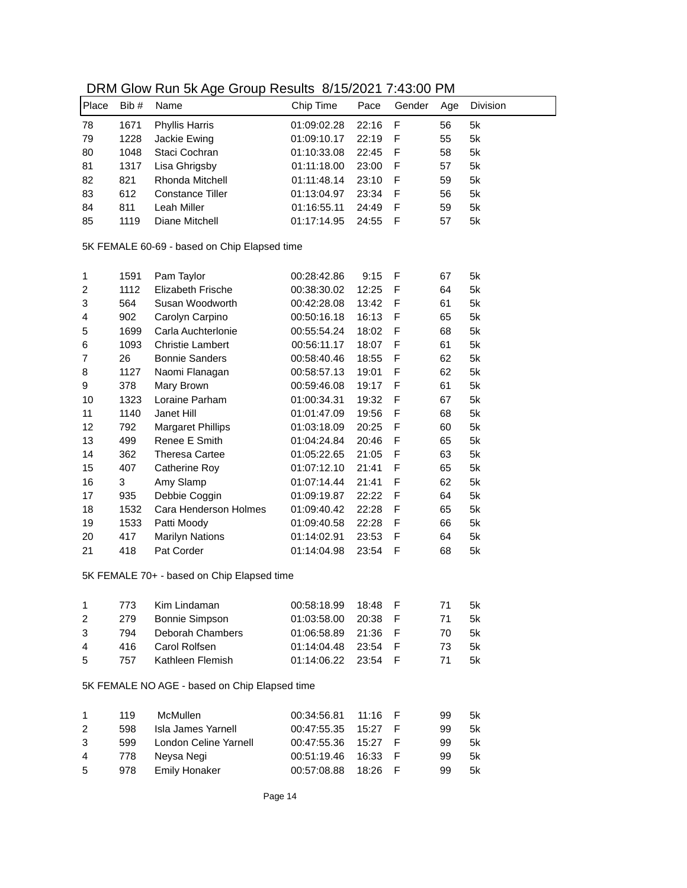# DRM Glow Run 5k Age Group Results 8/15/2021 7:43:00 PM

| Place | Bib # | Name | Chip Time | Pace | Gender | Age | Division |
|---|---|---|---|---|---|---|---|
| 78 | 1671 | Phyllis Harris | 01:09:02.28 | 22:16 | F | 56 | 5k |
| 79 | 1228 | Jackie Ewing | 01:09:10.17 | 22:19 | F | 55 | 5k |
| 80 | 1048 | Staci Cochran | 01:10:33.08 | 22:45 | F | 58 | 5k |
| 81 | 1317 | Lisa Ghrigsby | 01:11:18.00 | 23:00 | F | 57 | 5k |
| 82 | 821 | Rhonda Mitchell | 01:11:48.14 | 23:10 | F | 59 | 5k |
| 83 | 612 | Constance Tiller | 01:13:04.97 | 23:34 | F | 56 | 5k |
| 84 | 811 | Leah Miller | 01:16:55.11 | 24:49 | F | 59 | 5k |
| 85 | 1119 | Diane Mitchell | 01:17:14.95 | 24:55 | F | 57 | 5k |

5K FEMALE 60-69 - based on Chip Elapsed time

| | | | | | | | |
|---|---|---|---|---|---|---|---|
| 1 | 1591 | Pam Taylor | 00:28:42.86 | 9:15 | F | 67 | 5k |
| 2 | 1112 | Elizabeth Frische | 00:38:30.02 | 12:25 | F | 64 | 5k |
| 3 | 564 | Susan Woodworth | 00:42:28.08 | 13:42 | F | 61 | 5k |
| 4 | 902 | Carolyn Carpino | 00:50:16.18 | 16:13 | F | 65 | 5k |
| 5 | 1699 | Carla Auchterlonie | 00:55:54.24 | 18:02 | F | 68 | 5k |
| 6 | 1093 | Christie Lambert | 00:56:11.17 | 18:07 | F | 61 | 5k |
| 7 | 26 | Bonnie Sanders | 00:58:40.46 | 18:55 | F | 62 | 5k |
| 8 | 1127 | Naomi Flanagan | 00:58:57.13 | 19:01 | F | 62 | 5k |
| 9 | 378 | Mary Brown | 00:59:46.08 | 19:17 | F | 61 | 5k |
| 10 | 1323 | Loraine Parham | 01:00:34.31 | 19:32 | F | 67 | 5k |
| 11 | 1140 | Janet Hill | 01:01:47.09 | 19:56 | F | 68 | 5k |
| 12 | 792 | Margaret Phillips | 01:03:18.09 | 20:25 | F | 60 | 5k |
| 13 | 499 | Renee E Smith | 01:04:24.84 | 20:46 | F | 65 | 5k |
| 14 | 362 | Theresa Cartee | 01:05:22.65 | 21:05 | F | 63 | 5k |
| 15 | 407 | Catherine Roy | 01:07:12.10 | 21:41 | F | 65 | 5k |
| 16 | 3 | Amy Slamp | 01:07:14.44 | 21:41 | F | 62 | 5k |
| 17 | 935 | Debbie Coggin | 01:09:19.87 | 22:22 | F | 64 | 5k |
| 18 | 1532 | Cara Henderson Holmes | 01:09:40.42 | 22:28 | F | 65 | 5k |
| 19 | 1533 | Patti Moody | 01:09:40.58 | 22:28 | F | 66 | 5k |
| 20 | 417 | Marilyn Nations | 01:14:02.91 | 23:53 | F | 64 | 5k |
| 21 | 418 | Pat Corder | 01:14:04.98 | 23:54 | F | 68 | 5k |

5K FEMALE 70+ - based on Chip Elapsed time

| | | | | | | | |
|---|---|---|---|---|---|---|---|
| 1 | 773 | Kim Lindaman | 00:58:18.99 | 18:48 | F | 71 | 5k |
| 2 | 279 | Bonnie Simpson | 01:03:58.00 | 20:38 | F | 71 | 5k |
| 3 | 794 | Deborah Chambers | 01:06:58.89 | 21:36 | F | 70 | 5k |
| 4 | 416 | Carol Rolfsen | 01:14:04.48 | 23:54 | F | 73 | 5k |
| 5 | 757 | Kathleen Flemish | 01:14:06.22 | 23:54 | F | 71 | 5k |

5K FEMALE NO AGE - based on Chip Elapsed time

| | | | | | | | |
|---|---|---|---|---|---|---|---|
| 1 | 119 | McMullen | 00:34:56.81 | 11:16 | F | 99 | 5k |
| 2 | 598 | Isla James Yarnell | 00:47:55.35 | 15:27 | F | 99 | 5k |
| 3 | 599 | London Celine Yarnell | 00:47:55.36 | 15:27 | F | 99 | 5k |
| 4 | 778 | Neysa Negi | 00:51:19.46 | 16:33 | F | 99 | 5k |
| 5 | 978 | Emily Honaker | 00:57:08.88 | 18:26 | F | 99 | 5k |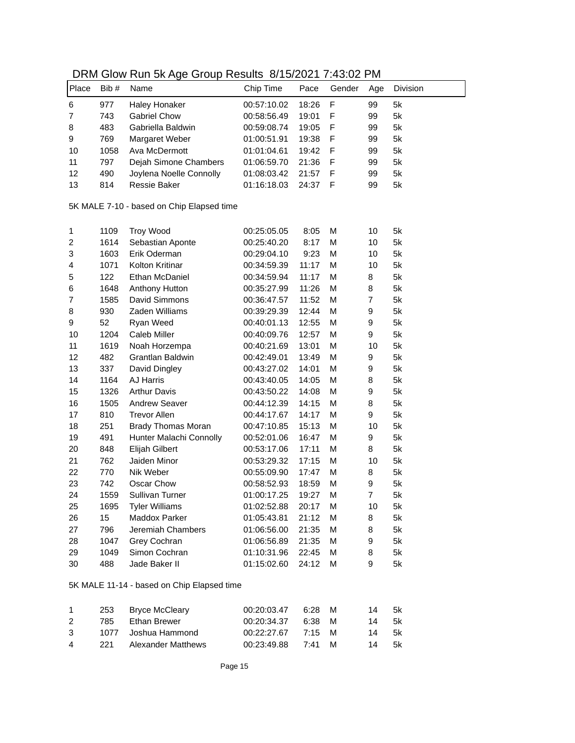# DRM Glow Run 5k Age Group Results 8/15/2021 7:43:02 PM

| Place | Bib # | Name | Chip Time | Pace | Gender | Age | Division |
|---|---|---|---|---|---|---|---|
| 6 | 977 | Haley Honaker | 00:57:10.02 | 18:26 | F | 99 | 5k |
| 7 | 743 | Gabriel Chow | 00:58:56.49 | 19:01 | F | 99 | 5k |
| 8 | 483 | Gabriella Baldwin | 00:59:08.74 | 19:05 | F | 99 | 5k |
| 9 | 769 | Margaret Weber | 01:00:51.91 | 19:38 | F | 99 | 5k |
| 10 | 1058 | Ava McDermott | 01:01:04.61 | 19:42 | F | 99 | 5k |
| 11 | 797 | Dejah Simone Chambers | 01:06:59.70 | 21:36 | F | 99 | 5k |
| 12 | 490 | Joylena Noelle Connolly | 01:08:03.42 | 21:57 | F | 99 | 5k |
| 13 | 814 | Ressie Baker | 01:16:18.03 | 24:37 | F | 99 | 5k |

5K MALE 7-10 - based on Chip Elapsed time

| | | | | | | | |
|---|---|---|---|---|---|---|---|
| 1 | 1109 | Troy Wood | 00:25:05.05 | 8:05 | M | 10 | 5k |
| 2 | 1614 | Sebastian Aponte | 00:25:40.20 | 8:17 | M | 10 | 5k |
| 3 | 1603 | Erik Oderman | 00:29:04.10 | 9:23 | M | 10 | 5k |
| 4 | 1071 | Kolton Kritinar | 00:34:59.39 | 11:17 | M | 10 | 5k |
| 5 | 122 | Ethan McDaniel | 00:34:59.94 | 11:17 | M | 8 | 5k |
| 6 | 1648 | Anthony Hutton | 00:35:27.99 | 11:26 | M | 8 | 5k |
| 7 | 1585 | David Simmons | 00:36:47.57 | 11:52 | M | 7 | 5k |
| 8 | 930 | Zaden Williams | 00:39:29.39 | 12:44 | M | 9 | 5k |
| 9 | 52 | Ryan Weed | 00:40:01.13 | 12:55 | M | 9 | 5k |
| 10 | 1204 | Caleb Miller | 00:40:09.76 | 12:57 | M | 9 | 5k |
| 11 | 1619 | Noah Horzempa | 00:40:21.69 | 13:01 | M | 10 | 5k |
| 12 | 482 | Grantlan Baldwin | 00:42:49.01 | 13:49 | M | 9 | 5k |
| 13 | 337 | David Dingley | 00:43:27.02 | 14:01 | M | 9 | 5k |
| 14 | 1164 | AJ Harris | 00:43:40.05 | 14:05 | M | 8 | 5k |
| 15 | 1326 | Arthur Davis | 00:43:50.22 | 14:08 | M | 9 | 5k |
| 16 | 1505 | Andrew Seaver | 00:44:12.39 | 14:15 | M | 8 | 5k |
| 17 | 810 | Trevor Allen | 00:44:17.67 | 14:17 | M | 9 | 5k |
| 18 | 251 | Brady Thomas Moran | 00:47:10.85 | 15:13 | M | 10 | 5k |
| 19 | 491 | Hunter Malachi Connolly | 00:52:01.06 | 16:47 | M | 9 | 5k |
| 20 | 848 | Elijah Gilbert | 00:53:17.06 | 17:11 | M | 8 | 5k |
| 21 | 762 | Jaiden Minor | 00:53:29.32 | 17:15 | M | 10 | 5k |
| 22 | 770 | Nik Weber | 00:55:09.90 | 17:47 | M | 8 | 5k |
| 23 | 742 | Oscar Chow | 00:58:52.93 | 18:59 | M | 9 | 5k |
| 24 | 1559 | Sullivan Turner | 01:00:17.25 | 19:27 | M | 7 | 5k |
| 25 | 1695 | Tyler Williams | 01:02:52.88 | 20:17 | M | 10 | 5k |
| 26 | 15 | Maddox Parker | 01:05:43.81 | 21:12 | M | 8 | 5k |
| 27 | 796 | Jeremiah Chambers | 01:06:56.00 | 21:35 | M | 8 | 5k |
| 28 | 1047 | Grey Cochran | 01:06:56.89 | 21:35 | M | 9 | 5k |
| 29 | 1049 | Simon Cochran | 01:10:31.96 | 22:45 | M | 8 | 5k |
| 30 | 488 | Jade Baker II | 01:15:02.60 | 24:12 | M | 9 | 5k |

5K MALE 11-14 - based on Chip Elapsed time

| | | | | | | | |
|---|---|---|---|---|---|---|---|
| 1 | 253 | Bryce McCleary | 00:20:03.47 | 6:28 | M | 14 | 5k |
| 2 | 785 | Ethan Brewer | 00:20:34.37 | 6:38 | M | 14 | 5k |
| 3 | 1077 | Joshua Hammond | 00:22:27.67 | 7:15 | M | 14 | 5k |
| 4 | 221 | Alexander Matthews | 00:23:49.88 | 7:41 | M | 14 | 5k |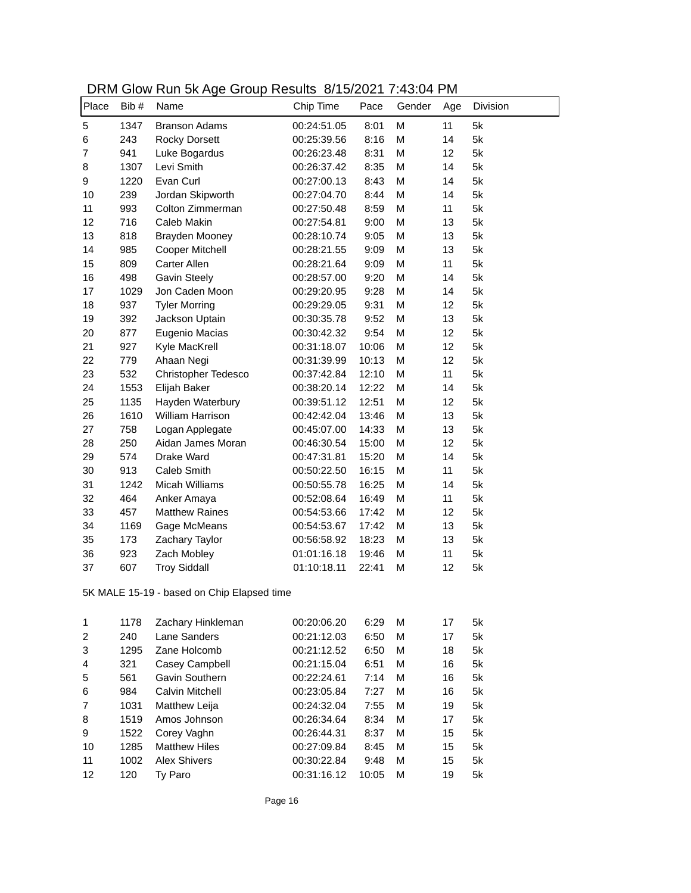# DRM Glow Run 5k Age Group Results 8/15/2021 7:43:04 PM

| Place | Bib # | Name | Chip Time | Pace | Gender | Age | Division |
|---|---|---|---|---|---|---|---|
| 5 | 1347 | Branson Adams | 00:24:51.05 | 8:01 | M | 11 | 5k |
| 6 | 243 | Rocky Dorsett | 00:25:39.56 | 8:16 | M | 14 | 5k |
| 7 | 941 | Luke Bogardus | 00:26:23.48 | 8:31 | M | 12 | 5k |
| 8 | 1307 | Levi Smith | 00:26:37.42 | 8:35 | M | 14 | 5k |
| 9 | 1220 | Evan Curl | 00:27:00.13 | 8:43 | M | 14 | 5k |
| 10 | 239 | Jordan Skipworth | 00:27:04.70 | 8:44 | M | 14 | 5k |
| 11 | 993 | Colton Zimmerman | 00:27:50.48 | 8:59 | M | 11 | 5k |
| 12 | 716 | Caleb Makin | 00:27:54.81 | 9:00 | M | 13 | 5k |
| 13 | 818 | Brayden Mooney | 00:28:10.74 | 9:05 | M | 13 | 5k |
| 14 | 985 | Cooper Mitchell | 00:28:21.55 | 9:09 | M | 13 | 5k |
| 15 | 809 | Carter Allen | 00:28:21.64 | 9:09 | M | 11 | 5k |
| 16 | 498 | Gavin Steely | 00:28:57.00 | 9:20 | M | 14 | 5k |
| 17 | 1029 | Jon Caden Moon | 00:29:20.95 | 9:28 | M | 14 | 5k |
| 18 | 937 | Tyler Morring | 00:29:29.05 | 9:31 | M | 12 | 5k |
| 19 | 392 | Jackson Uptain | 00:30:35.78 | 9:52 | M | 13 | 5k |
| 20 | 877 | Eugenio Macias | 00:30:42.32 | 9:54 | M | 12 | 5k |
| 21 | 927 | Kyle MacKrell | 00:31:18.07 | 10:06 | M | 12 | 5k |
| 22 | 779 | Ahaan Negi | 00:31:39.99 | 10:13 | M | 12 | 5k |
| 23 | 532 | Christopher Tedesco | 00:37:42.84 | 12:10 | M | 11 | 5k |
| 24 | 1553 | Elijah Baker | 00:38:20.14 | 12:22 | M | 14 | 5k |
| 25 | 1135 | Hayden Waterbury | 00:39:51.12 | 12:51 | M | 12 | 5k |
| 26 | 1610 | William Harrison | 00:42:42.04 | 13:46 | M | 13 | 5k |
| 27 | 758 | Logan Applegate | 00:45:07.00 | 14:33 | M | 13 | 5k |
| 28 | 250 | Aidan James Moran | 00:46:30.54 | 15:00 | M | 12 | 5k |
| 29 | 574 | Drake Ward | 00:47:31.81 | 15:20 | M | 14 | 5k |
| 30 | 913 | Caleb Smith | 00:50:22.50 | 16:15 | M | 11 | 5k |
| 31 | 1242 | Micah Williams | 00:50:55.78 | 16:25 | M | 14 | 5k |
| 32 | 464 | Anker Amaya | 00:52:08.64 | 16:49 | M | 11 | 5k |
| 33 | 457 | Matthew Raines | 00:54:53.66 | 17:42 | M | 12 | 5k |
| 34 | 1169 | Gage McMeans | 00:54:53.67 | 17:42 | M | 13 | 5k |
| 35 | 173 | Zachary Taylor | 00:56:58.92 | 18:23 | M | 13 | 5k |
| 36 | 923 | Zach Mobley | 01:01:16.18 | 19:46 | M | 11 | 5k |
| 37 | 607 | Troy Siddall | 01:10:18.11 | 22:41 | M | 12 | 5k |

5K MALE 15-19 - based on Chip Elapsed time

| Place | Bib # | Name | Chip Time | Pace | Gender | Age | Division |
|---|---|---|---|---|---|---|---|
| 1 | 1178 | Zachary Hinkleman | 00:20:06.20 | 6:29 | M | 17 | 5k |
| 2 | 240 | Lane Sanders | 00:21:12.03 | 6:50 | M | 17 | 5k |
| 3 | 1295 | Zane Holcomb | 00:21:12.52 | 6:50 | M | 18 | 5k |
| 4 | 321 | Casey Campbell | 00:21:15.04 | 6:51 | M | 16 | 5k |
| 5 | 561 | Gavin Southern | 00:22:24.61 | 7:14 | M | 16 | 5k |
| 6 | 984 | Calvin Mitchell | 00:23:05.84 | 7:27 | M | 16 | 5k |
| 7 | 1031 | Matthew Leija | 00:24:32.04 | 7:55 | M | 19 | 5k |
| 8 | 1519 | Amos Johnson | 00:26:34.64 | 8:34 | M | 17 | 5k |
| 9 | 1522 | Corey Vaghn | 00:26:44.31 | 8:37 | M | 15 | 5k |
| 10 | 1285 | Matthew Hiles | 00:27:09.84 | 8:45 | M | 15 | 5k |
| 11 | 1002 | Alex Shivers | 00:30:22.84 | 9:48 | M | 15 | 5k |
| 12 | 120 | Ty Paro | 00:31:16.12 | 10:05 | M | 19 | 5k |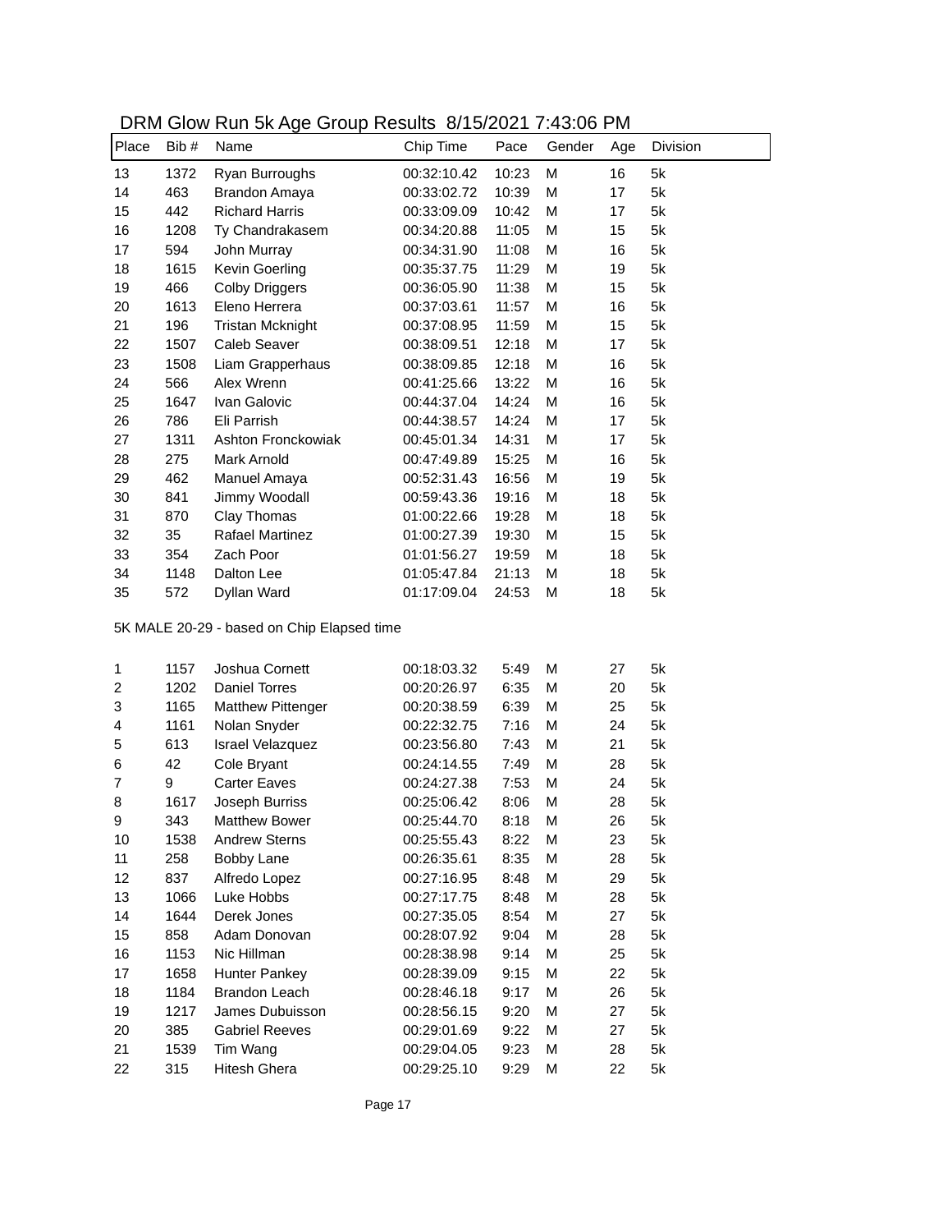# DRM Glow Run 5k Age Group Results 8/15/2021 7:43:06 PM

| Place | Bib # | Name | Chip Time | Pace | Gender | Age | Division |
|---|---|---|---|---|---|---|---|
| 13 | 1372 | Ryan Burroughs | 00:32:10.42 | 10:23 | M | 16 | 5k |
| 14 | 463 | Brandon Amaya | 00:33:02.72 | 10:39 | M | 17 | 5k |
| 15 | 442 | Richard Harris | 00:33:09.09 | 10:42 | M | 17 | 5k |
| 16 | 1208 | Ty Chandrakasem | 00:34:20.88 | 11:05 | M | 15 | 5k |
| 17 | 594 | John Murray | 00:34:31.90 | 11:08 | M | 16 | 5k |
| 18 | 1615 | Kevin Goerling | 00:35:37.75 | 11:29 | M | 19 | 5k |
| 19 | 466 | Colby Driggers | 00:36:05.90 | 11:38 | M | 15 | 5k |
| 20 | 1613 | Eleno Herrera | 00:37:03.61 | 11:57 | M | 16 | 5k |
| 21 | 196 | Tristan Mcknight | 00:37:08.95 | 11:59 | M | 15 | 5k |
| 22 | 1507 | Caleb Seaver | 00:38:09.51 | 12:18 | M | 17 | 5k |
| 23 | 1508 | Liam Grapperhaus | 00:38:09.85 | 12:18 | M | 16 | 5k |
| 24 | 566 | Alex Wrenn | 00:41:25.66 | 13:22 | M | 16 | 5k |
| 25 | 1647 | Ivan Galovic | 00:44:37.04 | 14:24 | M | 16 | 5k |
| 26 | 786 | Eli Parrish | 00:44:38.57 | 14:24 | M | 17 | 5k |
| 27 | 1311 | Ashton Fronckowiak | 00:45:01.34 | 14:31 | M | 17 | 5k |
| 28 | 275 | Mark Arnold | 00:47:49.89 | 15:25 | M | 16 | 5k |
| 29 | 462 | Manuel Amaya | 00:52:31.43 | 16:56 | M | 19 | 5k |
| 30 | 841 | Jimmy Woodall | 00:59:43.36 | 19:16 | M | 18 | 5k |
| 31 | 870 | Clay Thomas | 01:00:22.66 | 19:28 | M | 18 | 5k |
| 32 | 35 | Rafael Martinez | 01:00:27.39 | 19:30 | M | 15 | 5k |
| 33 | 354 | Zach Poor | 01:01:56.27 | 19:59 | M | 18 | 5k |
| 34 | 1148 | Dalton Lee | 01:05:47.84 | 21:13 | M | 18 | 5k |
| 35 | 572 | Dyllan Ward | 01:17:09.04 | 24:53 | M | 18 | 5k |

5K MALE 20-29 - based on Chip Elapsed time

| Place | Bib # | Name | Chip Time | Pace | Gender | Age | Division |
|---|---|---|---|---|---|---|---|
| 1 | 1157 | Joshua Cornett | 00:18:03.32 | 5:49 | M | 27 | 5k |
| 2 | 1202 | Daniel Torres | 00:20:26.97 | 6:35 | M | 20 | 5k |
| 3 | 1165 | Matthew Pittenger | 00:20:38.59 | 6:39 | M | 25 | 5k |
| 4 | 1161 | Nolan Snyder | 00:22:32.75 | 7:16 | M | 24 | 5k |
| 5 | 613 | Israel Velazquez | 00:23:56.80 | 7:43 | M | 21 | 5k |
| 6 | 42 | Cole Bryant | 00:24:14.55 | 7:49 | M | 28 | 5k |
| 7 | 9 | Carter Eaves | 00:24:27.38 | 7:53 | M | 24 | 5k |
| 8 | 1617 | Joseph Burriss | 00:25:06.42 | 8:06 | M | 28 | 5k |
| 9 | 343 | Matthew Bower | 00:25:44.70 | 8:18 | M | 26 | 5k |
| 10 | 1538 | Andrew Sterns | 00:25:55.43 | 8:22 | M | 23 | 5k |
| 11 | 258 | Bobby Lane | 00:26:35.61 | 8:35 | M | 28 | 5k |
| 12 | 837 | Alfredo Lopez | 00:27:16.95 | 8:48 | M | 29 | 5k |
| 13 | 1066 | Luke Hobbs | 00:27:17.75 | 8:48 | M | 28 | 5k |
| 14 | 1644 | Derek Jones | 00:27:35.05 | 8:54 | M | 27 | 5k |
| 15 | 858 | Adam Donovan | 00:28:07.92 | 9:04 | M | 28 | 5k |
| 16 | 1153 | Nic Hillman | 00:28:38.98 | 9:14 | M | 25 | 5k |
| 17 | 1658 | Hunter Pankey | 00:28:39.09 | 9:15 | M | 22 | 5k |
| 18 | 1184 | Brandon Leach | 00:28:46.18 | 9:17 | M | 26 | 5k |
| 19 | 1217 | James Dubuisson | 00:28:56.15 | 9:20 | M | 27 | 5k |
| 20 | 385 | Gabriel Reeves | 00:29:01.69 | 9:22 | M | 27 | 5k |
| 21 | 1539 | Tim Wang | 00:29:04.05 | 9:23 | M | 28 | 5k |
| 22 | 315 | Hitesh Ghera | 00:29:25.10 | 9:29 | M | 22 | 5k |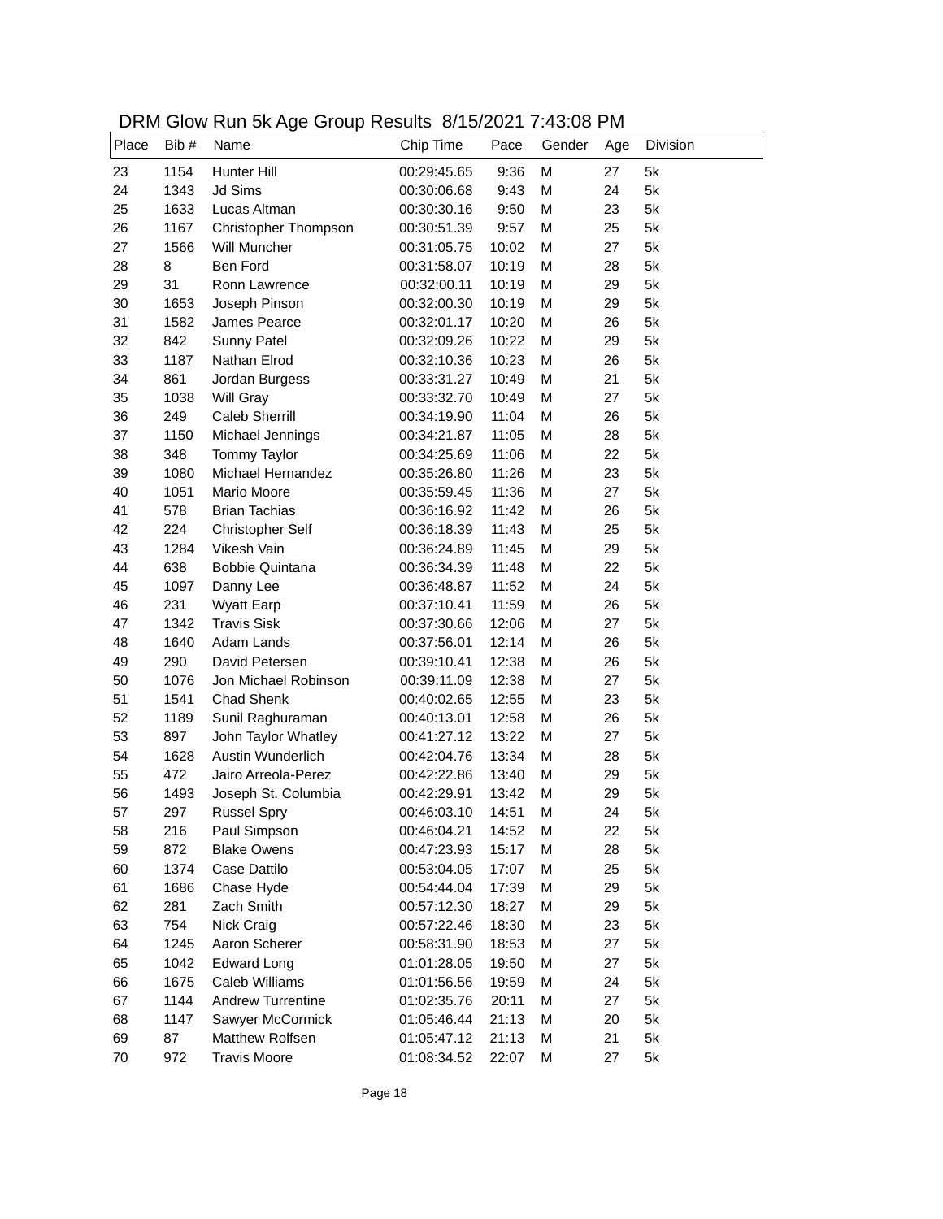# DRM Glow Run 5k Age Group Results 8/15/2021 7:43:08 PM

| Place | Bib # | Name | Chip Time | Pace | Gender | Age | Division |
|---|---|---|---|---|---|---|---|
| 23 | 1154 | Hunter Hill | 00:29:45.65 | 9:36 | M | 27 | 5k |
| 24 | 1343 | Jd Sims | 00:30:06.68 | 9:43 | M | 24 | 5k |
| 25 | 1633 | Lucas Altman | 00:30:30.16 | 9:50 | M | 23 | 5k |
| 26 | 1167 | Christopher Thompson | 00:30:51.39 | 9:57 | M | 25 | 5k |
| 27 | 1566 | Will Muncher | 00:31:05.75 | 10:02 | M | 27 | 5k |
| 28 | 8 | Ben Ford | 00:31:58.07 | 10:19 | M | 28 | 5k |
| 29 | 31 | Ronn Lawrence | 00:32:00.11 | 10:19 | M | 29 | 5k |
| 30 | 1653 | Joseph Pinson | 00:32:00.30 | 10:19 | M | 29 | 5k |
| 31 | 1582 | James Pearce | 00:32:01.17 | 10:20 | M | 26 | 5k |
| 32 | 842 | Sunny Patel | 00:32:09.26 | 10:22 | M | 29 | 5k |
| 33 | 1187 | Nathan Elrod | 00:32:10.36 | 10:23 | M | 26 | 5k |
| 34 | 861 | Jordan Burgess | 00:33:31.27 | 10:49 | M | 21 | 5k |
| 35 | 1038 | Will Gray | 00:33:32.70 | 10:49 | M | 27 | 5k |
| 36 | 249 | Caleb Sherrill | 00:34:19.90 | 11:04 | M | 26 | 5k |
| 37 | 1150 | Michael Jennings | 00:34:21.87 | 11:05 | M | 28 | 5k |
| 38 | 348 | Tommy Taylor | 00:34:25.69 | 11:06 | M | 22 | 5k |
| 39 | 1080 | Michael Hernandez | 00:35:26.80 | 11:26 | M | 23 | 5k |
| 40 | 1051 | Mario Moore | 00:35:59.45 | 11:36 | M | 27 | 5k |
| 41 | 578 | Brian Tachias | 00:36:16.92 | 11:42 | M | 26 | 5k |
| 42 | 224 | Christopher Self | 00:36:18.39 | 11:43 | M | 25 | 5k |
| 43 | 1284 | Vikesh Vain | 00:36:24.89 | 11:45 | M | 29 | 5k |
| 44 | 638 | Bobbie Quintana | 00:36:34.39 | 11:48 | M | 22 | 5k |
| 45 | 1097 | Danny Lee | 00:36:48.87 | 11:52 | M | 24 | 5k |
| 46 | 231 | Wyatt Earp | 00:37:10.41 | 11:59 | M | 26 | 5k |
| 47 | 1342 | Travis Sisk | 00:37:30.66 | 12:06 | M | 27 | 5k |
| 48 | 1640 | Adam Lands | 00:37:56.01 | 12:14 | M | 26 | 5k |
| 49 | 290 | David Petersen | 00:39:10.41 | 12:38 | M | 26 | 5k |
| 50 | 1076 | Jon Michael Robinson | 00:39:11.09 | 12:38 | M | 27 | 5k |
| 51 | 1541 | Chad Shenk | 00:40:02.65 | 12:55 | M | 23 | 5k |
| 52 | 1189 | Sunil Raghuraman | 00:40:13.01 | 12:58 | M | 26 | 5k |
| 53 | 897 | John Taylor Whatley | 00:41:27.12 | 13:22 | M | 27 | 5k |
| 54 | 1628 | Austin Wunderlich | 00:42:04.76 | 13:34 | M | 28 | 5k |
| 55 | 472 | Jairo Arreola-Perez | 00:42:22.86 | 13:40 | M | 29 | 5k |
| 56 | 1493 | Joseph St. Columbia | 00:42:29.91 | 13:42 | M | 29 | 5k |
| 57 | 297 | Russel Spry | 00:46:03.10 | 14:51 | M | 24 | 5k |
| 58 | 216 | Paul Simpson | 00:46:04.21 | 14:52 | M | 22 | 5k |
| 59 | 872 | Blake Owens | 00:47:23.93 | 15:17 | M | 28 | 5k |
| 60 | 1374 | Case Dattilo | 00:53:04.05 | 17:07 | M | 25 | 5k |
| 61 | 1686 | Chase Hyde | 00:54:44.04 | 17:39 | M | 29 | 5k |
| 62 | 281 | Zach Smith | 00:57:12.30 | 18:27 | M | 29 | 5k |
| 63 | 754 | Nick Craig | 00:57:22.46 | 18:30 | M | 23 | 5k |
| 64 | 1245 | Aaron Scherer | 00:58:31.90 | 18:53 | M | 27 | 5k |
| 65 | 1042 | Edward Long | 01:01:28.05 | 19:50 | M | 27 | 5k |
| 66 | 1675 | Caleb Williams | 01:01:56.56 | 19:59 | M | 24 | 5k |
| 67 | 1144 | Andrew Turrentine | 01:02:35.76 | 20:11 | M | 27 | 5k |
| 68 | 1147 | Sawyer McCormick | 01:05:46.44 | 21:13 | M | 20 | 5k |
| 69 | 87 | Matthew Rolfsen | 01:05:47.12 | 21:13 | M | 21 | 5k |
| 70 | 972 | Travis Moore | 01:08:34.52 | 22:07 | M | 27 | 5k |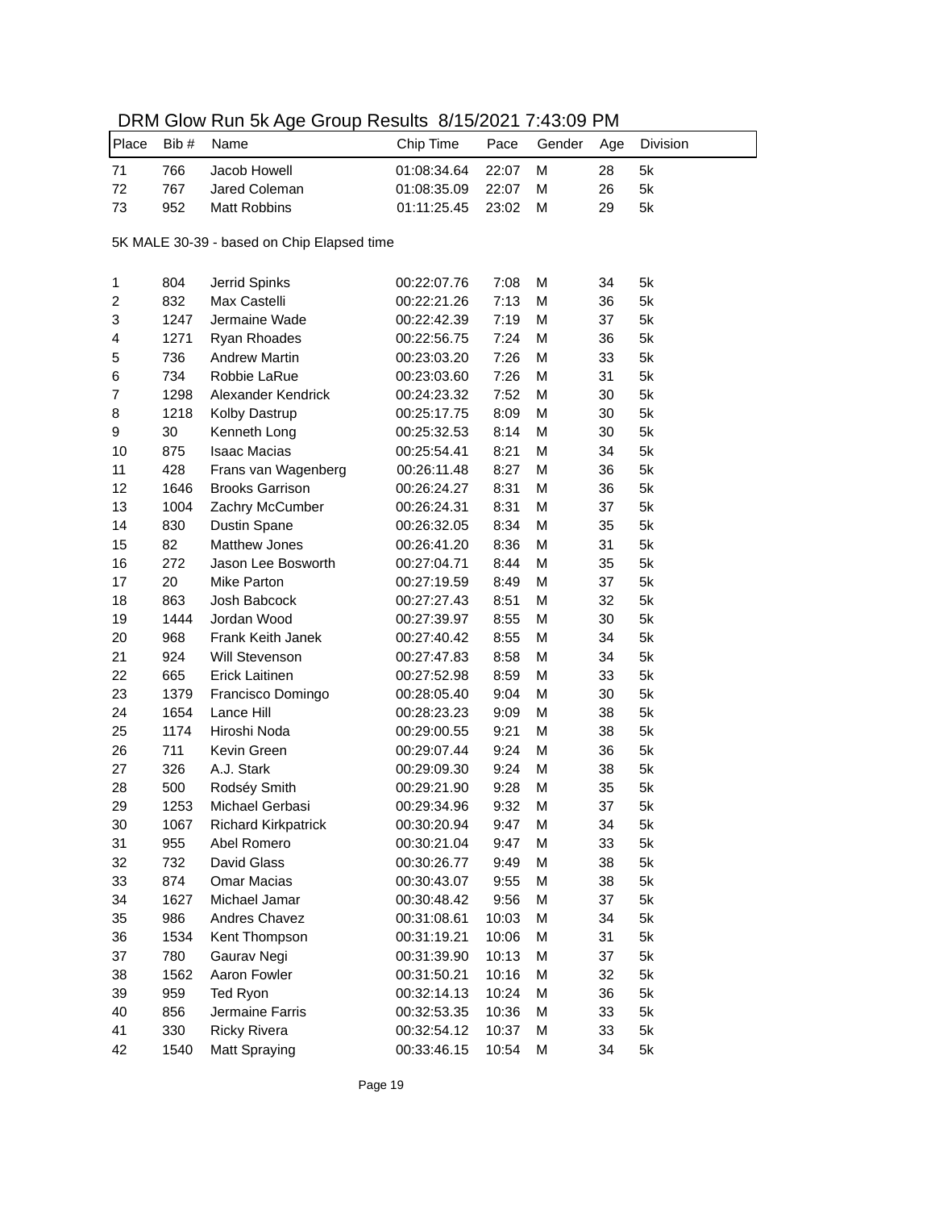# DRM Glow Run 5k Age Group Results 8/15/2021 7:43:09 PM

| Place | Bib # | Name | Chip Time | Pace | Gender | Age | Division |
|---|---|---|---|---|---|---|---|
| 71 | 766 | Jacob Howell | 01:08:34.64 | 22:07 | M | 28 | 5k |
| 72 | 767 | Jared Coleman | 01:08:35.09 | 22:07 | M | 26 | 5k |
| 73 | 952 | Matt Robbins | 01:11:25.45 | 23:02 | M | 29 | 5k |

5K MALE 30-39 - based on Chip Elapsed time

| Place | Bib # | Name | Chip Time | Pace | Gender | Age | Division |
|---|---|---|---|---|---|---|---|
| 1 | 804 | Jerrid Spinks | 00:22:07.76 | 7:08 | M | 34 | 5k |
| 2 | 832 | Max Castelli | 00:22:21.26 | 7:13 | M | 36 | 5k |
| 3 | 1247 | Jermaine Wade | 00:22:42.39 | 7:19 | M | 37 | 5k |
| 4 | 1271 | Ryan Rhoades | 00:22:56.75 | 7:24 | M | 36 | 5k |
| 5 | 736 | Andrew Martin | 00:23:03.20 | 7:26 | M | 33 | 5k |
| 6 | 734 | Robbie LaRue | 00:23:03.60 | 7:26 | M | 31 | 5k |
| 7 | 1298 | Alexander Kendrick | 00:24:23.32 | 7:52 | M | 30 | 5k |
| 8 | 1218 | Kolby Dastrup | 00:25:17.75 | 8:09 | M | 30 | 5k |
| 9 | 30 | Kenneth Long | 00:25:32.53 | 8:14 | M | 30 | 5k |
| 10 | 875 | Isaac Macias | 00:25:54.41 | 8:21 | M | 34 | 5k |
| 11 | 428 | Frans van Wagenberg | 00:26:11.48 | 8:27 | M | 36 | 5k |
| 12 | 1646 | Brooks Garrison | 00:26:24.27 | 8:31 | M | 36 | 5k |
| 13 | 1004 | Zachry McCumber | 00:26:24.31 | 8:31 | M | 37 | 5k |
| 14 | 830 | Dustin Spane | 00:26:32.05 | 8:34 | M | 35 | 5k |
| 15 | 82 | Matthew Jones | 00:26:41.20 | 8:36 | M | 31 | 5k |
| 16 | 272 | Jason Lee Bosworth | 00:27:04.71 | 8:44 | M | 35 | 5k |
| 17 | 20 | Mike Parton | 00:27:19.59 | 8:49 | M | 37 | 5k |
| 18 | 863 | Josh Babcock | 00:27:27.43 | 8:51 | M | 32 | 5k |
| 19 | 1444 | Jordan Wood | 00:27:39.97 | 8:55 | M | 30 | 5k |
| 20 | 968 | Frank Keith Janek | 00:27:40.42 | 8:55 | M | 34 | 5k |
| 21 | 924 | Will Stevenson | 00:27:47.83 | 8:58 | M | 34 | 5k |
| 22 | 665 | Erick Laitinen | 00:27:52.98 | 8:59 | M | 33 | 5k |
| 23 | 1379 | Francisco Domingo | 00:28:05.40 | 9:04 | M | 30 | 5k |
| 24 | 1654 | Lance Hill | 00:28:23.23 | 9:09 | M | 38 | 5k |
| 25 | 1174 | Hiroshi Noda | 00:29:00.55 | 9:21 | M | 38 | 5k |
| 26 | 711 | Kevin Green | 00:29:07.44 | 9:24 | M | 36 | 5k |
| 27 | 326 | A.J. Stark | 00:29:09.30 | 9:24 | M | 38 | 5k |
| 28 | 500 | Rodséy Smith | 00:29:21.90 | 9:28 | M | 35 | 5k |
| 29 | 1253 | Michael Gerbasi | 00:29:34.96 | 9:32 | M | 37 | 5k |
| 30 | 1067 | Richard Kirkpatrick | 00:30:20.94 | 9:47 | M | 34 | 5k |
| 31 | 955 | Abel Romero | 00:30:21.04 | 9:47 | M | 33 | 5k |
| 32 | 732 | David Glass | 00:30:26.77 | 9:49 | M | 38 | 5k |
| 33 | 874 | Omar Macias | 00:30:43.07 | 9:55 | M | 38 | 5k |
| 34 | 1627 | Michael Jamar | 00:30:48.42 | 9:56 | M | 37 | 5k |
| 35 | 986 | Andres Chavez | 00:31:08.61 | 10:03 | M | 34 | 5k |
| 36 | 1534 | Kent Thompson | 00:31:19.21 | 10:06 | M | 31 | 5k |
| 37 | 780 | Gaurav Negi | 00:31:39.90 | 10:13 | M | 37 | 5k |
| 38 | 1562 | Aaron Fowler | 00:31:50.21 | 10:16 | M | 32 | 5k |
| 39 | 959 | Ted Ryon | 00:32:14.13 | 10:24 | M | 36 | 5k |
| 40 | 856 | Jermaine Farris | 00:32:53.35 | 10:36 | M | 33 | 5k |
| 41 | 330 | Ricky Rivera | 00:32:54.12 | 10:37 | M | 33 | 5k |
| 42 | 1540 | Matt Spraying | 00:33:46.15 | 10:54 | M | 34 | 5k |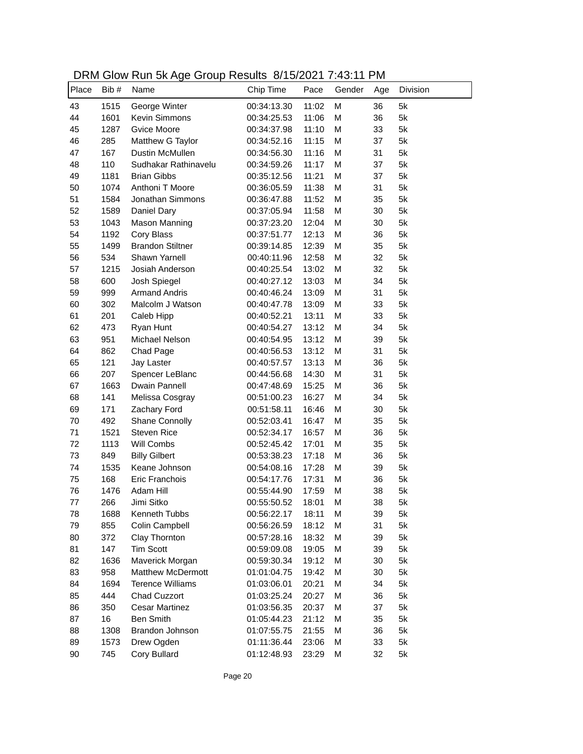# DRM Glow Run 5k Age Group Results 8/15/2021 7:43:11 PM

| Place | Bib # | Name | Chip Time | Pace | Gender | Age | Division |
|---|---|---|---|---|---|---|---|
| 43 | 1515 | George Winter | 00:34:13.30 | 11:02 | M | 36 | 5k |
| 44 | 1601 | Kevin Simmons | 00:34:25.53 | 11:06 | M | 36 | 5k |
| 45 | 1287 | Gvice Moore | 00:34:37.98 | 11:10 | M | 33 | 5k |
| 46 | 285 | Matthew G Taylor | 00:34:52.16 | 11:15 | M | 37 | 5k |
| 47 | 167 | Dustin McMullen | 00:34:56.30 | 11:16 | M | 31 | 5k |
| 48 | 110 | Sudhakar Rathinavelu | 00:34:59.26 | 11:17 | M | 37 | 5k |
| 49 | 1181 | Brian Gibbs | 00:35:12.56 | 11:21 | M | 37 | 5k |
| 50 | 1074 | Anthoni T Moore | 00:36:05.59 | 11:38 | M | 31 | 5k |
| 51 | 1584 | Jonathan Simmons | 00:36:47.88 | 11:52 | M | 35 | 5k |
| 52 | 1589 | Daniel Dary | 00:37:05.94 | 11:58 | M | 30 | 5k |
| 53 | 1043 | Mason Manning | 00:37:23.20 | 12:04 | M | 30 | 5k |
| 54 | 1192 | Cory Blass | 00:37:51.77 | 12:13 | M | 36 | 5k |
| 55 | 1499 | Brandon Stiltner | 00:39:14.85 | 12:39 | M | 35 | 5k |
| 56 | 534 | Shawn Yarnell | 00:40:11.96 | 12:58 | M | 32 | 5k |
| 57 | 1215 | Josiah Anderson | 00:40:25.54 | 13:02 | M | 32 | 5k |
| 58 | 600 | Josh Spiegel | 00:40:27.12 | 13:03 | M | 34 | 5k |
| 59 | 999 | Armand Andris | 00:40:46.24 | 13:09 | M | 31 | 5k |
| 60 | 302 | Malcolm J Watson | 00:40:47.78 | 13:09 | M | 33 | 5k |
| 61 | 201 | Caleb Hipp | 00:40:52.21 | 13:11 | M | 33 | 5k |
| 62 | 473 | Ryan Hunt | 00:40:54.27 | 13:12 | M | 34 | 5k |
| 63 | 951 | Michael Nelson | 00:40:54.95 | 13:12 | M | 39 | 5k |
| 64 | 862 | Chad Page | 00:40:56.53 | 13:12 | M | 31 | 5k |
| 65 | 121 | Jay Laster | 00:40:57.57 | 13:13 | M | 36 | 5k |
| 66 | 207 | Spencer LeBlanc | 00:44:56.68 | 14:30 | M | 31 | 5k |
| 67 | 1663 | Dwain Pannell | 00:47:48.69 | 15:25 | M | 36 | 5k |
| 68 | 141 | Melissa Cosgray | 00:51:00.23 | 16:27 | M | 34 | 5k |
| 69 | 171 | Zachary Ford | 00:51:58.11 | 16:46 | M | 30 | 5k |
| 70 | 492 | Shane Connolly | 00:52:03.41 | 16:47 | M | 35 | 5k |
| 71 | 1521 | Steven Rice | 00:52:34.17 | 16:57 | M | 36 | 5k |
| 72 | 1113 | Will Combs | 00:52:45.42 | 17:01 | M | 35 | 5k |
| 73 | 849 | Billy Gilbert | 00:53:38.23 | 17:18 | M | 36 | 5k |
| 74 | 1535 | Keane Johnson | 00:54:08.16 | 17:28 | M | 39 | 5k |
| 75 | 168 | Eric Franchois | 00:54:17.76 | 17:31 | M | 36 | 5k |
| 76 | 1476 | Adam Hill | 00:55:44.90 | 17:59 | M | 38 | 5k |
| 77 | 266 | Jimi Sitko | 00:55:50.52 | 18:01 | M | 38 | 5k |
| 78 | 1688 | Kenneth Tubbs | 00:56:22.17 | 18:11 | M | 39 | 5k |
| 79 | 855 | Colin Campbell | 00:56:26.59 | 18:12 | M | 31 | 5k |
| 80 | 372 | Clay Thornton | 00:57:28.16 | 18:32 | M | 39 | 5k |
| 81 | 147 | Tim Scott | 00:59:09.08 | 19:05 | M | 39 | 5k |
| 82 | 1636 | Maverick Morgan | 00:59:30.34 | 19:12 | M | 30 | 5k |
| 83 | 958 | Matthew McDermott | 01:01:04.75 | 19:42 | M | 30 | 5k |
| 84 | 1694 | Terence Williams | 01:03:06.01 | 20:21 | M | 34 | 5k |
| 85 | 444 | Chad Cuzzort | 01:03:25.24 | 20:27 | M | 36 | 5k |
| 86 | 350 | Cesar Martinez | 01:03:56.35 | 20:37 | M | 37 | 5k |
| 87 | 16 | Ben Smith | 01:05:44.23 | 21:12 | M | 35 | 5k |
| 88 | 1308 | Brandon Johnson | 01:07:55.75 | 21:55 | M | 36 | 5k |
| 89 | 1573 | Drew Ogden | 01:11:36.44 | 23:06 | M | 33 | 5k |
| 90 | 745 | Cory Bullard | 01:12:48.93 | 23:29 | M | 32 | 5k |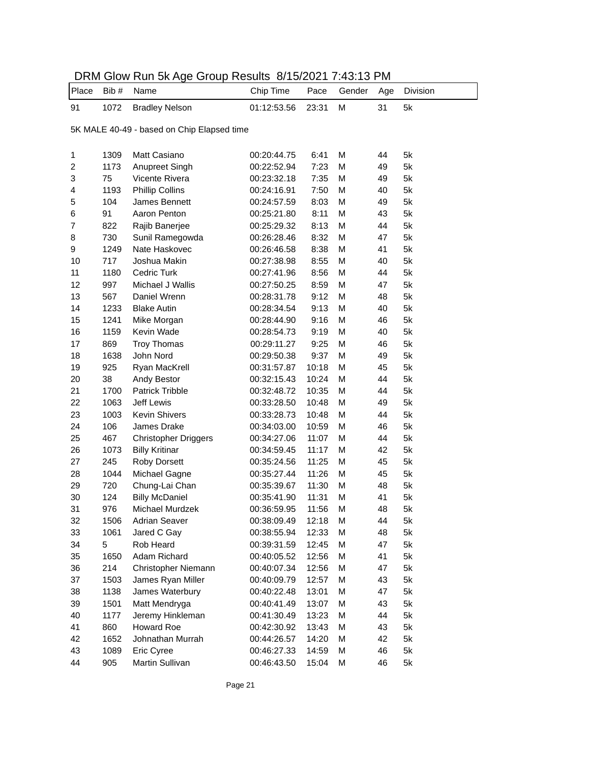# DRM Glow Run 5k Age Group Results  8/15/2021 7:43:13 PM

| Place | Bib # | Name | Chip Time | Pace | Gender | Age | Division |
|---|---|---|---|---|---|---|---|
| 91 | 1072 | Bradley Nelson | 01:12:53.56 | 23:31 | M | 31 | 5k |

5K MALE 40-49 - based on Chip Elapsed time

| Place | Bib # | Name | Chip Time | Pace | Gender | Age | Division |
|---|---|---|---|---|---|---|---|
| 1 | 1309 | Matt Casiano | 00:20:44.75 | 6:41 | M | 44 | 5k |
| 2 | 1173 | Anupreet Singh | 00:22:52.94 | 7:23 | M | 49 | 5k |
| 3 | 75 | Vicente Rivera | 00:23:32.18 | 7:35 | M | 49 | 5k |
| 4 | 1193 | Phillip Collins | 00:24:16.91 | 7:50 | M | 40 | 5k |
| 5 | 104 | James Bennett | 00:24:57.59 | 8:03 | M | 49 | 5k |
| 6 | 91 | Aaron Penton | 00:25:21.80 | 8:11 | M | 43 | 5k |
| 7 | 822 | Rajib Banerjee | 00:25:29.32 | 8:13 | M | 44 | 5k |
| 8 | 730 | Sunil Ramegowda | 00:26:28.46 | 8:32 | M | 47 | 5k |
| 9 | 1249 | Nate Haskovec | 00:26:46.58 | 8:38 | M | 41 | 5k |
| 10 | 717 | Joshua Makin | 00:27:38.98 | 8:55 | M | 40 | 5k |
| 11 | 1180 | Cedric Turk | 00:27:41.96 | 8:56 | M | 44 | 5k |
| 12 | 997 | Michael J Wallis | 00:27:50.25 | 8:59 | M | 47 | 5k |
| 13 | 567 | Daniel Wrenn | 00:28:31.78 | 9:12 | M | 48 | 5k |
| 14 | 1233 | Blake Autin | 00:28:34.54 | 9:13 | M | 40 | 5k |
| 15 | 1241 | Mike Morgan | 00:28:44.90 | 9:16 | M | 46 | 5k |
| 16 | 1159 | Kevin Wade | 00:28:54.73 | 9:19 | M | 40 | 5k |
| 17 | 869 | Troy Thomas | 00:29:11.27 | 9:25 | M | 46 | 5k |
| 18 | 1638 | John Nord | 00:29:50.38 | 9:37 | M | 49 | 5k |
| 19 | 925 | Ryan MacKrell | 00:31:57.87 | 10:18 | M | 45 | 5k |
| 20 | 38 | Andy Bestor | 00:32:15.43 | 10:24 | M | 44 | 5k |
| 21 | 1700 | Patrick Tribble | 00:32:48.72 | 10:35 | M | 44 | 5k |
| 22 | 1063 | Jeff Lewis | 00:33:28.50 | 10:48 | M | 49 | 5k |
| 23 | 1003 | Kevin Shivers | 00:33:28.73 | 10:48 | M | 44 | 5k |
| 24 | 106 | James Drake | 00:34:03.00 | 10:59 | M | 46 | 5k |
| 25 | 467 | Christopher Driggers | 00:34:27.06 | 11:07 | M | 44 | 5k |
| 26 | 1073 | Billy Kritinar | 00:34:59.45 | 11:17 | M | 42 | 5k |
| 27 | 245 | Roby Dorsett | 00:35:24.56 | 11:25 | M | 45 | 5k |
| 28 | 1044 | Michael Gagne | 00:35:27.44 | 11:26 | M | 45 | 5k |
| 29 | 720 | Chung-Lai Chan | 00:35:39.67 | 11:30 | M | 48 | 5k |
| 30 | 124 | Billy McDaniel | 00:35:41.90 | 11:31 | M | 41 | 5k |
| 31 | 976 | Michael Murdzek | 00:36:59.95 | 11:56 | M | 48 | 5k |
| 32 | 1506 | Adrian Seaver | 00:38:09.49 | 12:18 | M | 44 | 5k |
| 33 | 1061 | Jared C Gay | 00:38:55.94 | 12:33 | M | 48 | 5k |
| 34 | 5 | Rob Heard | 00:39:31.59 | 12:45 | M | 47 | 5k |
| 35 | 1650 | Adam Richard | 00:40:05.52 | 12:56 | M | 41 | 5k |
| 36 | 214 | Christopher Niemann | 00:40:07.34 | 12:56 | M | 47 | 5k |
| 37 | 1503 | James Ryan Miller | 00:40:09.79 | 12:57 | M | 43 | 5k |
| 38 | 1138 | James Waterbury | 00:40:22.48 | 13:01 | M | 47 | 5k |
| 39 | 1501 | Matt Mendryga | 00:40:41.49 | 13:07 | M | 43 | 5k |
| 40 | 1177 | Jeremy Hinkleman | 00:41:30.49 | 13:23 | M | 44 | 5k |
| 41 | 860 | Howard Roe | 00:42:30.92 | 13:43 | M | 43 | 5k |
| 42 | 1652 | Johnathan Murrah | 00:44:26.57 | 14:20 | M | 42 | 5k |
| 43 | 1089 | Eric Cyree | 00:46:27.33 | 14:59 | M | 46 | 5k |
| 44 | 905 | Martin Sullivan | 00:46:43.50 | 15:04 | M | 46 | 5k |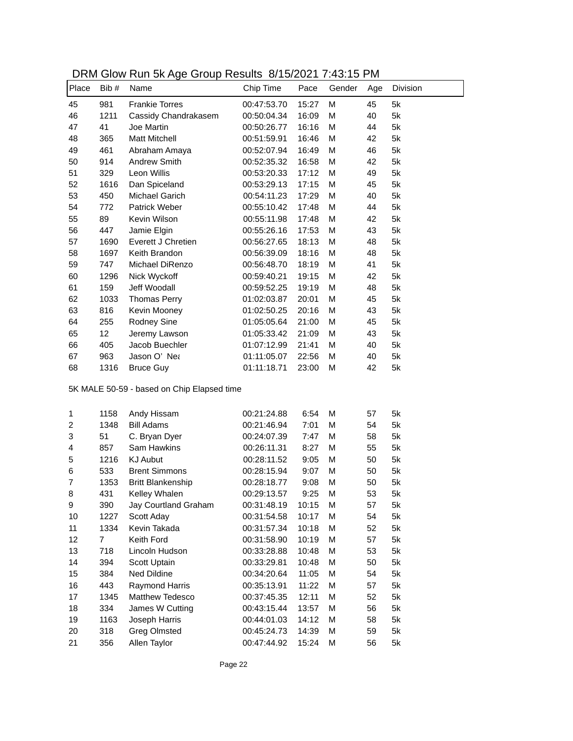# DRM Glow Run 5k Age Group Results 8/15/2021 7:43:15 PM

| Place | Bib # | Name | Chip Time | Pace | Gender | Age | Division |
|---|---|---|---|---|---|---|---|
| 45 | 981 | Frankie Torres | 00:47:53.70 | 15:27 | M | 45 | 5k |
| 46 | 1211 | Cassidy Chandrakasem | 00:50:04.34 | 16:09 | M | 40 | 5k |
| 47 | 41 | Joe Martin | 00:50:26.77 | 16:16 | M | 44 | 5k |
| 48 | 365 | Matt Mitchell | 00:51:59.91 | 16:46 | M | 42 | 5k |
| 49 | 461 | Abraham Amaya | 00:52:07.94 | 16:49 | M | 46 | 5k |
| 50 | 914 | Andrew Smith | 00:52:35.32 | 16:58 | M | 42 | 5k |
| 51 | 329 | Leon Willis | 00:53:20.33 | 17:12 | M | 49 | 5k |
| 52 | 1616 | Dan Spiceland | 00:53:29.13 | 17:15 | M | 45 | 5k |
| 53 | 450 | Michael Garich | 00:54:11.23 | 17:29 | M | 40 | 5k |
| 54 | 772 | Patrick Weber | 00:55:10.42 | 17:48 | M | 44 | 5k |
| 55 | 89 | Kevin Wilson | 00:55:11.98 | 17:48 | M | 42 | 5k |
| 56 | 447 | Jamie Elgin | 00:55:26.16 | 17:53 | M | 43 | 5k |
| 57 | 1690 | Everett J Chretien | 00:56:27.65 | 18:13 | M | 48 | 5k |
| 58 | 1697 | Keith Brandon | 00:56:39.09 | 18:16 | M | 48 | 5k |
| 59 | 747 | Michael DiRenzo | 00:56:48.70 | 18:19 | M | 41 | 5k |
| 60 | 1296 | Nick Wyckoff | 00:59:40.21 | 19:15 | M | 42 | 5k |
| 61 | 159 | Jeff Woodall | 00:59:52.25 | 19:19 | M | 48 | 5k |
| 62 | 1033 | Thomas Perry | 01:02:03.87 | 20:01 | M | 45 | 5k |
| 63 | 816 | Kevin Mooney | 01:02:50.25 | 20:16 | M | 43 | 5k |
| 64 | 255 | Rodney Sine | 01:05:05.64 | 21:00 | M | 45 | 5k |
| 65 | 12 | Jeremy Lawson | 01:05:33.42 | 21:09 | M | 43 | 5k |
| 66 | 405 | Jacob Buechler | 01:07:12.99 | 21:41 | M | 40 | 5k |
| 67 | 963 | Jason O' Nea | 01:11:05.07 | 22:56 | M | 40 | 5k |
| 68 | 1316 | Bruce Guy | 01:11:18.71 | 23:00 | M | 42 | 5k |

5K MALE 50-59 - based on Chip Elapsed time

| Place | Bib # | Name | Chip Time | Pace | Gender | Age | Division |
|---|---|---|---|---|---|---|---|
| 1 | 1158 | Andy Hissam | 00:21:24.88 | 6:54 | M | 57 | 5k |
| 2 | 1348 | Bill Adams | 00:21:46.94 | 7:01 | M | 54 | 5k |
| 3 | 51 | C. Bryan Dyer | 00:24:07.39 | 7:47 | M | 58 | 5k |
| 4 | 857 | Sam Hawkins | 00:26:11.31 | 8:27 | M | 55 | 5k |
| 5 | 1216 | KJ Aubut | 00:28:11.52 | 9:05 | M | 50 | 5k |
| 6 | 533 | Brent Simmons | 00:28:15.94 | 9:07 | M | 50 | 5k |
| 7 | 1353 | Britt Blankenship | 00:28:18.77 | 9:08 | M | 50 | 5k |
| 8 | 431 | Kelley Whalen | 00:29:13.57 | 9:25 | M | 53 | 5k |
| 9 | 390 | Jay Courtland Graham | 00:31:48.19 | 10:15 | M | 57 | 5k |
| 10 | 1227 | Scott Aday | 00:31:54.58 | 10:17 | M | 54 | 5k |
| 11 | 1334 | Kevin Takada | 00:31:57.34 | 10:18 | M | 52 | 5k |
| 12 | 7 | Keith Ford | 00:31:58.90 | 10:19 | M | 57 | 5k |
| 13 | 718 | Lincoln Hudson | 00:33:28.88 | 10:48 | M | 53 | 5k |
| 14 | 394 | Scott Uptain | 00:33:29.81 | 10:48 | M | 50 | 5k |
| 15 | 384 | Ned Dildine | 00:34:20.64 | 11:05 | M | 54 | 5k |
| 16 | 443 | Raymond Harris | 00:35:13.91 | 11:22 | M | 57 | 5k |
| 17 | 1345 | Matthew Tedesco | 00:37:45.35 | 12:11 | M | 52 | 5k |
| 18 | 334 | James W Cutting | 00:43:15.44 | 13:57 | M | 56 | 5k |
| 19 | 1163 | Joseph Harris | 00:44:01.03 | 14:12 | M | 58 | 5k |
| 20 | 318 | Greg Olmsted | 00:45:24.73 | 14:39 | M | 59 | 5k |
| 21 | 356 | Allen Taylor | 00:47:44.92 | 15:24 | M | 56 | 5k |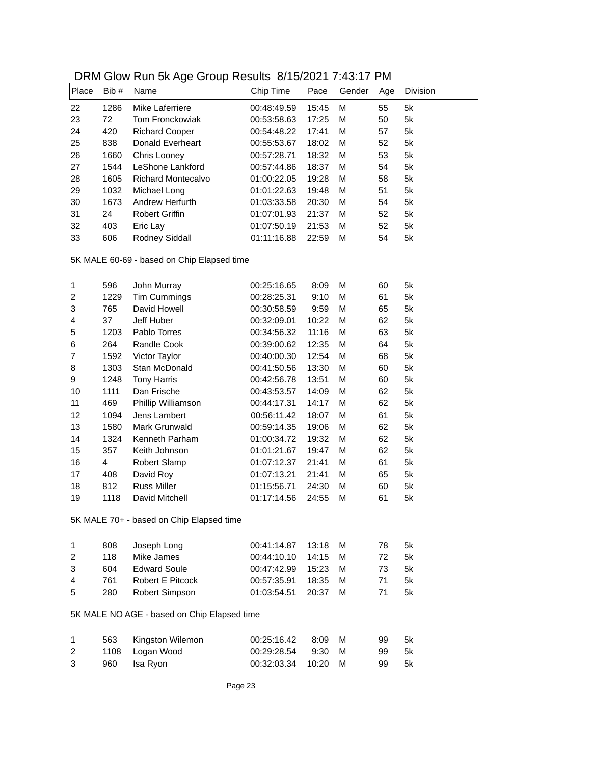# DRM Glow Run 5k Age Group Results 8/15/2021 7:43:17 PM

| Place | Bib # | Name | Chip Time | Pace | Gender | Age | Division |
|---|---|---|---|---|---|---|---|
| 22 | 1286 | Mike Laferriere | 00:48:49.59 | 15:45 | M | 55 | 5k |
| 23 | 72 | Tom Fronckowiak | 00:53:58.63 | 17:25 | M | 50 | 5k |
| 24 | 420 | Richard Cooper | 00:54:48.22 | 17:41 | M | 57 | 5k |
| 25 | 838 | Donald Everheart | 00:55:53.67 | 18:02 | M | 52 | 5k |
| 26 | 1660 | Chris Looney | 00:57:28.71 | 18:32 | M | 53 | 5k |
| 27 | 1544 | LeShone Lankford | 00:57:44.86 | 18:37 | M | 54 | 5k |
| 28 | 1605 | Richard Montecalvo | 01:00:22.05 | 19:28 | M | 58 | 5k |
| 29 | 1032 | Michael Long | 01:01:22.63 | 19:48 | M | 51 | 5k |
| 30 | 1673 | Andrew Herfurth | 01:03:33.58 | 20:30 | M | 54 | 5k |
| 31 | 24 | Robert Griffin | 01:07:01.93 | 21:37 | M | 52 | 5k |
| 32 | 403 | Eric Lay | 01:07:50.19 | 21:53 | M | 52 | 5k |
| 33 | 606 | Rodney Siddall | 01:11:16.88 | 22:59 | M | 54 | 5k |

5K MALE 60-69 - based on Chip Elapsed time

| | | | | | | | |
|---|---|---|---|---|---|---|---|
| 1 | 596 | John Murray | 00:25:16.65 | 8:09 | M | 60 | 5k |
| 2 | 1229 | Tim Cummings | 00:28:25.31 | 9:10 | M | 61 | 5k |
| 3 | 765 | David Howell | 00:30:58.59 | 9:59 | M | 65 | 5k |
| 4 | 37 | Jeff Huber | 00:32:09.01 | 10:22 | M | 62 | 5k |
| 5 | 1203 | Pablo Torres | 00:34:56.32 | 11:16 | M | 63 | 5k |
| 6 | 264 | Randle Cook | 00:39:00.62 | 12:35 | M | 64 | 5k |
| 7 | 1592 | Victor Taylor | 00:40:00.30 | 12:54 | M | 68 | 5k |
| 8 | 1303 | Stan McDonald | 00:41:50.56 | 13:30 | M | 60 | 5k |
| 9 | 1248 | Tony Harris | 00:42:56.78 | 13:51 | M | 60 | 5k |
| 10 | 1111 | Dan Frische | 00:43:53.57 | 14:09 | M | 62 | 5k |
| 11 | 469 | Phillip Williamson | 00:44:17.31 | 14:17 | M | 62 | 5k |
| 12 | 1094 | Jens Lambert | 00:56:11.42 | 18:07 | M | 61 | 5k |
| 13 | 1580 | Mark Grunwald | 00:59:14.35 | 19:06 | M | 62 | 5k |
| 14 | 1324 | Kenneth Parham | 01:00:34.72 | 19:32 | M | 62 | 5k |
| 15 | 357 | Keith Johnson | 01:01:21.67 | 19:47 | M | 62 | 5k |
| 16 | 4 | Robert Slamp | 01:07:12.37 | 21:41 | M | 61 | 5k |
| 17 | 408 | David Roy | 01:07:13.21 | 21:41 | M | 65 | 5k |
| 18 | 812 | Russ Miller | 01:15:56.71 | 24:30 | M | 60 | 5k |
| 19 | 1118 | David Mitchell | 01:17:14.56 | 24:55 | M | 61 | 5k |

5K MALE 70+ - based on Chip Elapsed time

| | | | | | | | |
|---|---|---|---|---|---|---|---|
| 1 | 808 | Joseph Long | 00:41:14.87 | 13:18 | M | 78 | 5k |
| 2 | 118 | Mike James | 00:44:10.10 | 14:15 | M | 72 | 5k |
| 3 | 604 | Edward Soule | 00:47:42.99 | 15:23 | M | 73 | 5k |
| 4 | 761 | Robert E Pitcock | 00:57:35.91 | 18:35 | M | 71 | 5k |
| 5 | 280 | Robert Simpson | 01:03:54.51 | 20:37 | M | 71 | 5k |

5K MALE NO AGE - based on Chip Elapsed time

| | | | | | | | |
|---|---|---|---|---|---|---|---|
| 1 | 563 | Kingston Wilemon | 00:25:16.42 | 8:09 | M | 99 | 5k |
| 2 | 1108 | Logan Wood | 00:29:28.54 | 9:30 | M | 99 | 5k |
| 3 | 960 | Isa Ryon | 00:32:03.34 | 10:20 | M | 99 | 5k |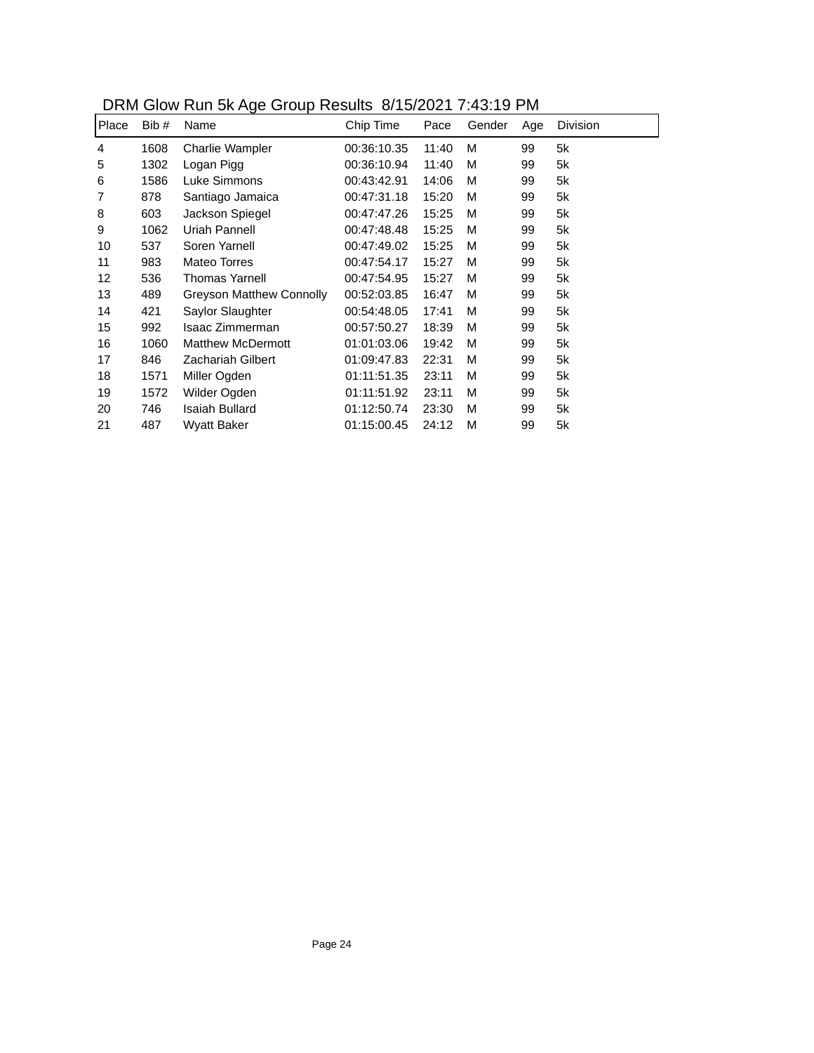DRM Glow Run 5k Age Group Results 8/15/2021 7:43:19 PM

| Place | Bib # | Name | Chip Time | Pace | Gender | Age | Division |
|---|---|---|---|---|---|---|---|
| 4 | 1608 | Charlie Wampler | 00:36:10.35 | 11:40 | M | 99 | 5k |
| 5 | 1302 | Logan Pigg | 00:36:10.94 | 11:40 | M | 99 | 5k |
| 6 | 1586 | Luke Simmons | 00:43:42.91 | 14:06 | M | 99 | 5k |
| 7 | 878 | Santiago Jamaica | 00:47:31.18 | 15:20 | M | 99 | 5k |
| 8 | 603 | Jackson Spiegel | 00:47:47.26 | 15:25 | M | 99 | 5k |
| 9 | 1062 | Uriah Pannell | 00:47:48.48 | 15:25 | M | 99 | 5k |
| 10 | 537 | Soren Yarnell | 00:47:49.02 | 15:25 | M | 99 | 5k |
| 11 | 983 | Mateo Torres | 00:47:54.17 | 15:27 | M | 99 | 5k |
| 12 | 536 | Thomas Yarnell | 00:47:54.95 | 15:27 | M | 99 | 5k |
| 13 | 489 | Greyson Matthew Connolly | 00:52:03.85 | 16:47 | M | 99 | 5k |
| 14 | 421 | Saylor Slaughter | 00:54:48.05 | 17:41 | M | 99 | 5k |
| 15 | 992 | Isaac Zimmerman | 00:57:50.27 | 18:39 | M | 99 | 5k |
| 16 | 1060 | Matthew McDermott | 01:01:03.06 | 19:42 | M | 99 | 5k |
| 17 | 846 | Zachariah Gilbert | 01:09:47.83 | 22:31 | M | 99 | 5k |
| 18 | 1571 | Miller Ogden | 01:11:51.35 | 23:11 | M | 99 | 5k |
| 19 | 1572 | Wilder Ogden | 01:11:51.92 | 23:11 | M | 99 | 5k |
| 20 | 746 | Isaiah Bullard | 01:12:50.74 | 23:30 | M | 99 | 5k |
| 21 | 487 | Wyatt Baker | 01:15:00.45 | 24:12 | M | 99 | 5k |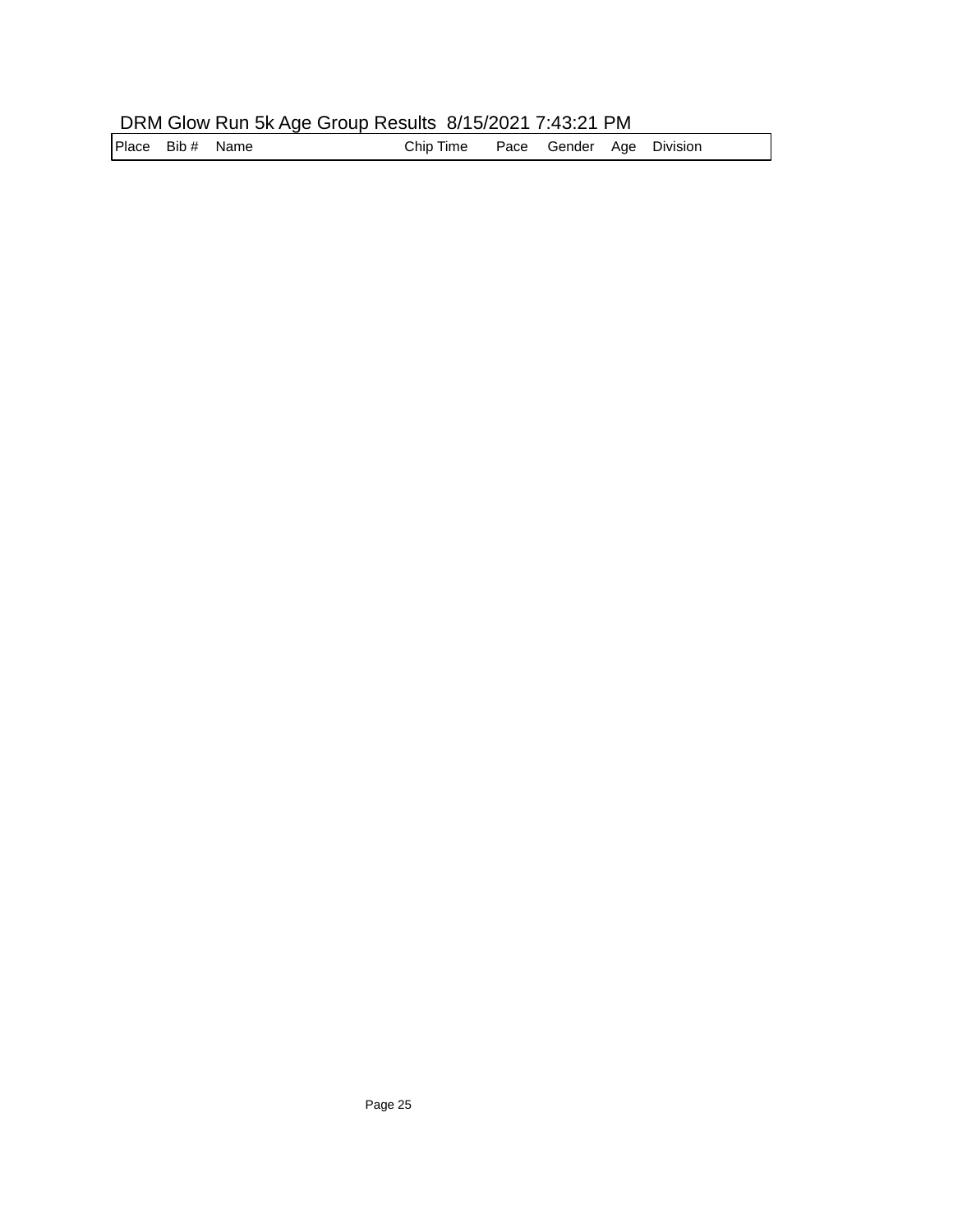DRM Glow Run 5k Age Group Results 8/15/2021 7:43:21 PM

| Place | Bib # | Name | Chip Time | Pace | Gender | Age | Division |
|---|---|---|---|---|---|---|---|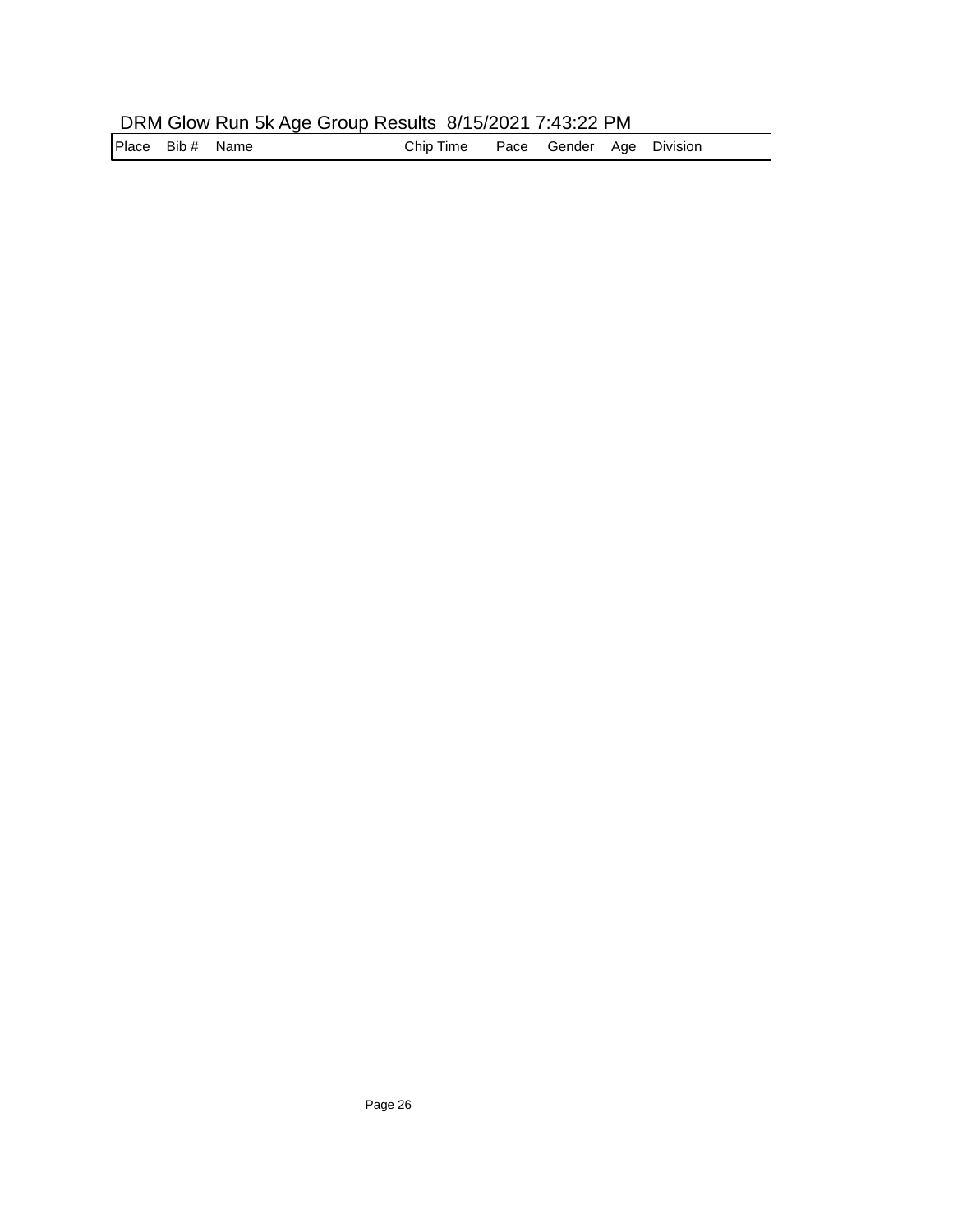DRM Glow Run 5k Age Group Results 8/15/2021 7:43:22 PM

| Place | Bib # | Name | Chip Time | Pace | Gender | Age | Division |
|---|---|---|---|---|---|---|---|